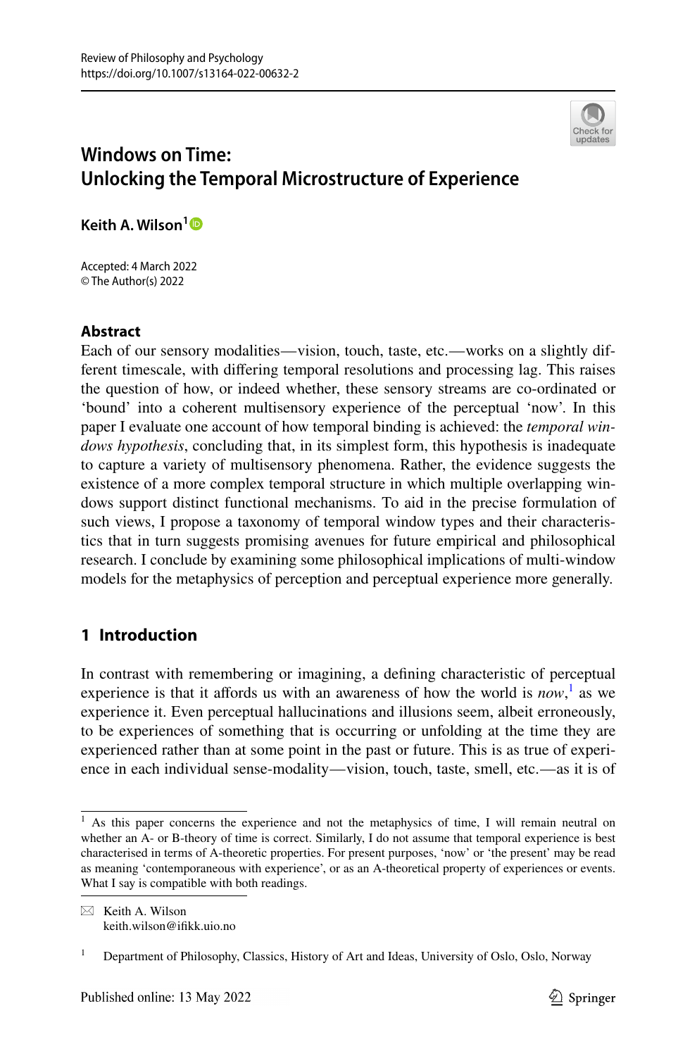# Windows on Time: Unlocking the Temporal Microstructure of Experience

**Keith A. Wilson**[1]

Accepted: 4 March 2022
© The Author(s) 2022

## Abstract

Each of our sensory modalities—vision, touch, taste, etc.—works on a slightly different timescale, with differing temporal resolutions and processing lag. This raises the question of how, or indeed whether, these sensory streams are co-ordinated or 'bound' into a coherent multisensory experience of the perceptual 'now'. In this paper I evaluate one account of how temporal binding is achieved: the *temporal windows hypothesis*, concluding that, in its simplest form, this hypothesis is inadequate to capture a variety of multisensory phenomena. Rather, the evidence suggests the existence of a more complex temporal structure in which multiple overlapping windows support distinct functional mechanisms. To aid in the precise formulation of such views, I propose a taxonomy of temporal window types and their characteristics that in turn suggests promising avenues for future empirical and philosophical research. I conclude by examining some philosophical implications of multi-window models for the metaphysics of perception and perceptual experience more generally.

## 1 Introduction

In contrast with remembering or imagining, a defining characteristic of perceptual experience is that it affords us with an awareness of how the world is *now*,[1] as we experience it. Even perceptual hallucinations and illusions seem, albeit erroneously, to be experiences of something that is occurring or unfolding at the time they are experienced rather than at some point in the past or future. This is as true of experience in each individual sense-modality—vision, touch, taste, smell, etc.—as it is of

[1] As this paper concerns the experience and not the metaphysics of time, I will remain neutral on whether an A- or B-theory of time is correct. Similarly, I do not assume that temporal experience is best characterised in terms of A-theoretic properties. For present purposes, 'now' or 'the present' may be read as meaning 'contemporaneous with experience', or as an A-theoretical property of experiences or events. What I say is compatible with both readings.

✉ Keith A. Wilson
keith.wilson@ifikk.uio.no

[1] Department of Philosophy, Classics, History of Art and Ideas, University of Oslo, Oslo, Norway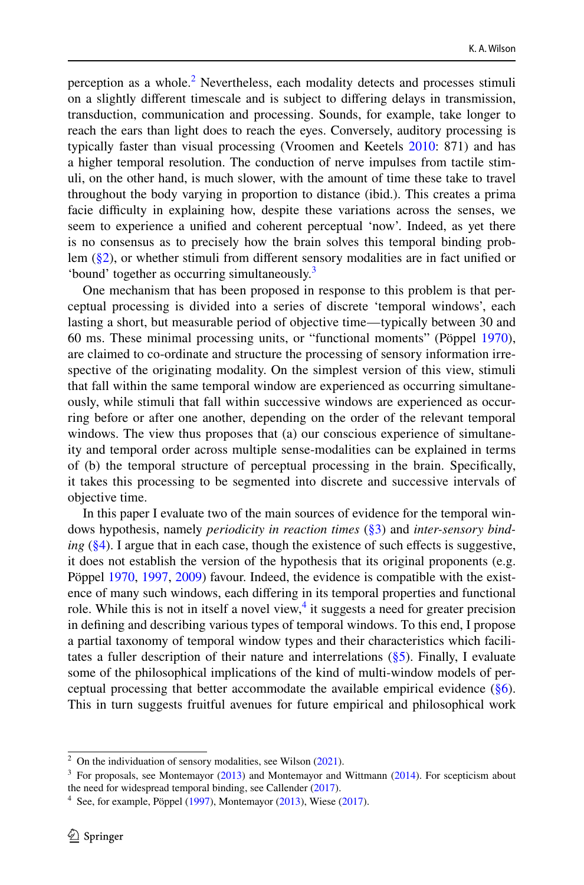perception as a whole.[2] Nevertheless, each modality detects and processes stimuli on a slightly different timescale and is subject to differing delays in transmission, transduction, communication and processing. Sounds, for example, take longer to reach the ears than light does to reach the eyes. Conversely, auditory processing is typically faster than visual processing (Vroomen and Keetels 2010: 871) and has a higher temporal resolution. The conduction of nerve impulses from tactile stimuli, on the other hand, is much slower, with the amount of time these take to travel throughout the body varying in proportion to distance (ibid.). This creates a prima facie difficulty in explaining how, despite these variations across the senses, we seem to experience a unified and coherent perceptual 'now'. Indeed, as yet there is no consensus as to precisely how the brain solves this temporal binding problem (§2), or whether stimuli from different sensory modalities are in fact unified or 'bound' together as occurring simultaneously.[3]

One mechanism that has been proposed in response to this problem is that perceptual processing is divided into a series of discrete 'temporal windows', each lasting a short, but measurable period of objective time—typically between 30 and 60 ms. These minimal processing units, or "functional moments" (Pöppel 1970), are claimed to co-ordinate and structure the processing of sensory information irrespective of the originating modality. On the simplest version of this view, stimuli that fall within the same temporal window are experienced as occurring simultaneously, while stimuli that fall within successive windows are experienced as occurring before or after one another, depending on the order of the relevant temporal windows. The view thus proposes that (a) our conscious experience of simultaneity and temporal order across multiple sense-modalities can be explained in terms of (b) the temporal structure of perceptual processing in the brain. Specifically, it takes this processing to be segmented into discrete and successive intervals of objective time.

In this paper I evaluate two of the main sources of evidence for the temporal windows hypothesis, namely *periodicity in reaction times* (§3) and *inter-sensory binding* (§4). I argue that in each case, though the existence of such effects is suggestive, it does not establish the version of the hypothesis that its original proponents (e.g. Pöppel 1970, 1997, 2009) favour. Indeed, the evidence is compatible with the existence of many such windows, each differing in its temporal properties and functional role. While this is not in itself a novel view,[4] it suggests a need for greater precision in defining and describing various types of temporal windows. To this end, I propose a partial taxonomy of temporal window types and their characteristics which facilitates a fuller description of their nature and interrelations (§5). Finally, I evaluate some of the philosophical implications of the kind of multi-window models of perceptual processing that better accommodate the available empirical evidence (§6). This in turn suggests fruitful avenues for future empirical and philosophical work

---

[2] On the individuation of sensory modalities, see Wilson (2021).

[3] For proposals, see Montemayor (2013) and Montemayor and Wittmann (2014). For scepticism about the need for widespread temporal binding, see Callender (2017).

[4] See, for example, Pöppel (1997), Montemayor (2013), Wiese (2017).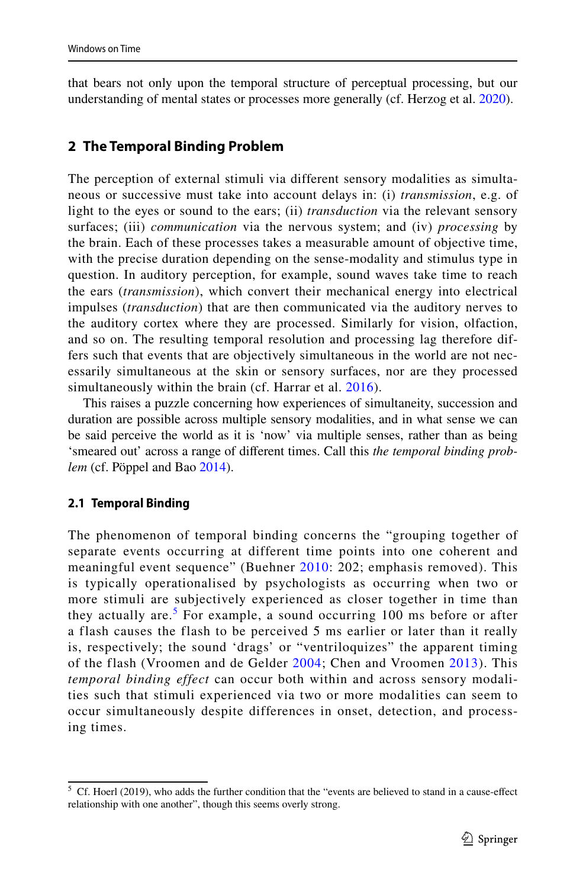that bears not only upon the temporal structure of perceptual processing, but our understanding of mental states or processes more generally (cf. Herzog et al. 2020).

## 2 The Temporal Binding Problem

The perception of external stimuli via different sensory modalities as simultaneous or successive must take into account delays in: (i) *transmission*, e.g. of light to the eyes or sound to the ears; (ii) *transduction* via the relevant sensory surfaces; (iii) *communication* via the nervous system; and (iv) *processing* by the brain. Each of these processes takes a measurable amount of objective time, with the precise duration depending on the sense-modality and stimulus type in question. In auditory perception, for example, sound waves take time to reach the ears (*transmission*), which convert their mechanical energy into electrical impulses (*transduction*) that are then communicated via the auditory nerves to the auditory cortex where they are processed. Similarly for vision, olfaction, and so on. The resulting temporal resolution and processing lag therefore differs such that events that are objectively simultaneous in the world are not necessarily simultaneous at the skin or sensory surfaces, nor are they processed simultaneously within the brain (cf. Harrar et al. 2016).

This raises a puzzle concerning how experiences of simultaneity, succession and duration are possible across multiple sensory modalities, and in what sense we can be said perceive the world as it is 'now' via multiple senses, rather than as being 'smeared out' across a range of different times. Call this *the temporal binding problem* (cf. Pöppel and Bao 2014).

### 2.1 Temporal Binding

The phenomenon of temporal binding concerns the "grouping together of separate events occurring at different time points into one coherent and meaningful event sequence" (Buehner 2010: 202; emphasis removed). This is typically operationalised by psychologists as occurring when two or more stimuli are subjectively experienced as closer together in time than they actually are.[5] For example, a sound occurring 100 ms before or after a flash causes the flash to be perceived 5 ms earlier or later than it really is, respectively; the sound 'drags' or "ventriloquizes" the apparent timing of the flash (Vroomen and de Gelder 2004; Chen and Vroomen 2013). This *temporal binding effect* can occur both within and across sensory modalities such that stimuli experienced via two or more modalities can seem to occur simultaneously despite differences in onset, detection, and processing times.

[5] Cf. Hoerl (2019), who adds the further condition that the "events are believed to stand in a cause-effect relationship with one another", though this seems overly strong.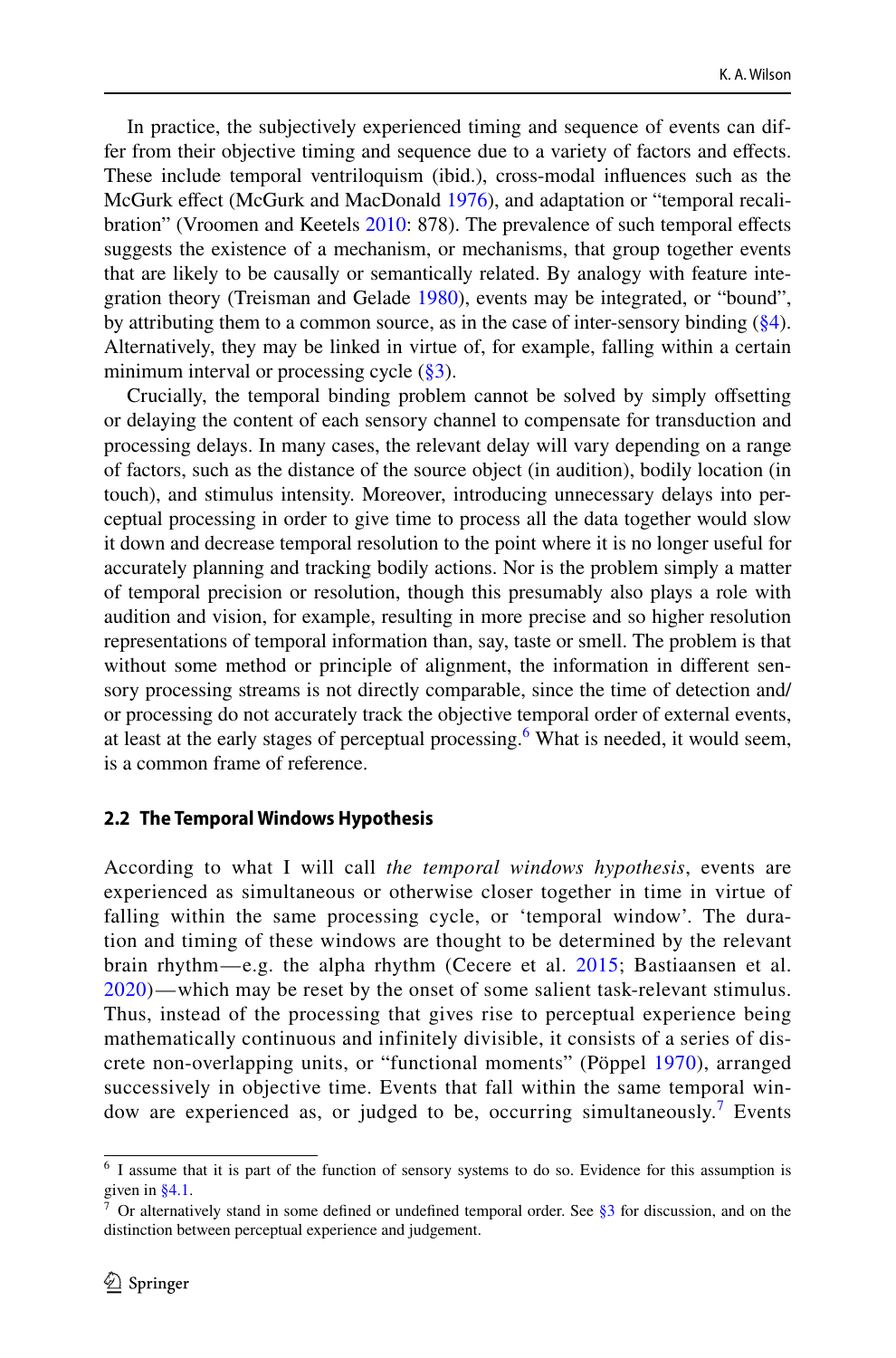In practice, the subjectively experienced timing and sequence of events can differ from their objective timing and sequence due to a variety of factors and effects. These include temporal ventriloquism (ibid.), cross-modal influences such as the McGurk effect (McGurk and MacDonald 1976), and adaptation or "temporal recalibration" (Vroomen and Keetels 2010: 878). The prevalence of such temporal effects suggests the existence of a mechanism, or mechanisms, that group together events that are likely to be causally or semantically related. By analogy with feature integration theory (Treisman and Gelade 1980), events may be integrated, or "bound", by attributing them to a common source, as in the case of inter-sensory binding (§4). Alternatively, they may be linked in virtue of, for example, falling within a certain minimum interval or processing cycle (§3).

Crucially, the temporal binding problem cannot be solved by simply offsetting or delaying the content of each sensory channel to compensate for transduction and processing delays. In many cases, the relevant delay will vary depending on a range of factors, such as the distance of the source object (in audition), bodily location (in touch), and stimulus intensity. Moreover, introducing unnecessary delays into perceptual processing in order to give time to process all the data together would slow it down and decrease temporal resolution to the point where it is no longer useful for accurately planning and tracking bodily actions. Nor is the problem simply a matter of temporal precision or resolution, though this presumably also plays a role with audition and vision, for example, resulting in more precise and so higher resolution representations of temporal information than, say, taste or smell. The problem is that without some method or principle of alignment, the information in different sensory processing streams is not directly comparable, since the time of detection and/or processing do not accurately track the objective temporal order of external events, at least at the early stages of perceptual processing.[6] What is needed, it would seem, is a common frame of reference.

## 2.2 The Temporal Windows Hypothesis

According to what I will call *the temporal windows hypothesis*, events are experienced as simultaneous or otherwise closer together in time in virtue of falling within the same processing cycle, or 'temporal window'. The duration and timing of these windows are thought to be determined by the relevant brain rhythm—e.g. the alpha rhythm (Cecere et al. 2015; Bastiaansen et al. 2020)—which may be reset by the onset of some salient task-relevant stimulus. Thus, instead of the processing that gives rise to perceptual experience being mathematically continuous and infinitely divisible, it consists of a series of discrete non-overlapping units, or "functional moments" (Pöppel 1970), arranged successively in objective time. Events that fall within the same temporal window are experienced as, or judged to be, occurring simultaneously.[7] Events

[6] I assume that it is part of the function of sensory systems to do so. Evidence for this assumption is given in §4.1.

[7] Or alternatively stand in some defined or undefined temporal order. See §3 for discussion, and on the distinction between perceptual experience and judgement.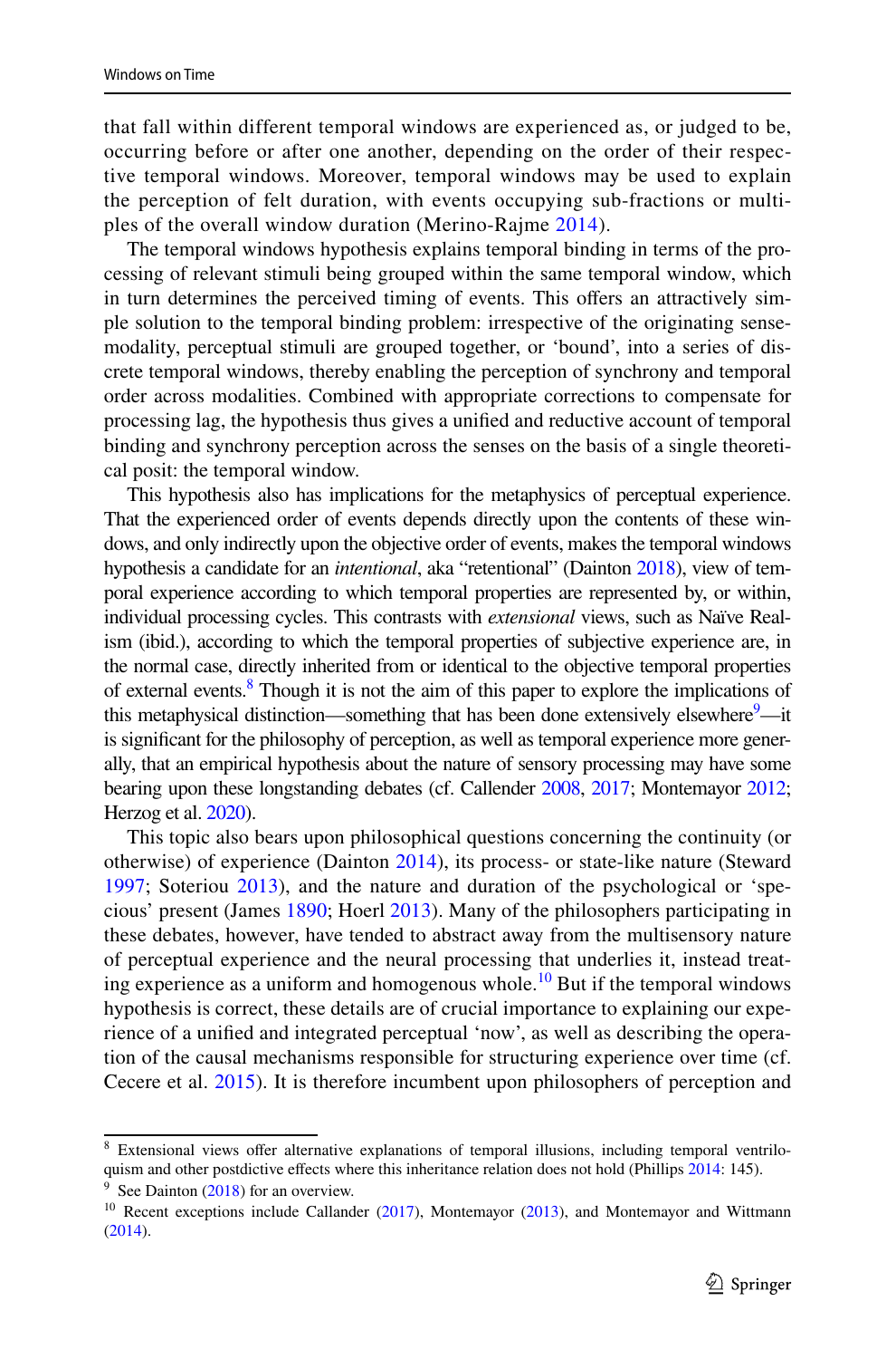that fall within different temporal windows are experienced as, or judged to be, occurring before or after one another, depending on the order of their respective temporal windows. Moreover, temporal windows may be used to explain the perception of felt duration, with events occupying sub-fractions or multiples of the overall window duration (Merino-Rajme 2014).

The temporal windows hypothesis explains temporal binding in terms of the processing of relevant stimuli being grouped within the same temporal window, which in turn determines the perceived timing of events. This offers an attractively simple solution to the temporal binding problem: irrespective of the originating sense-modality, perceptual stimuli are grouped together, or 'bound', into a series of discrete temporal windows, thereby enabling the perception of synchrony and temporal order across modalities. Combined with appropriate corrections to compensate for processing lag, the hypothesis thus gives a unified and reductive account of temporal binding and synchrony perception across the senses on the basis of a single theoretical posit: the temporal window.

This hypothesis also has implications for the metaphysics of perceptual experience. That the experienced order of events depends directly upon the contents of these windows, and only indirectly upon the objective order of events, makes the temporal windows hypothesis a candidate for an *intentional*, aka "retentional" (Dainton 2018), view of temporal experience according to which temporal properties are represented by, or within, individual processing cycles. This contrasts with *extensional* views, such as Naïve Realism (ibid.), according to which the temporal properties of subjective experience are, in the normal case, directly inherited from or identical to the objective temporal properties of external events.[8] Though it is not the aim of this paper to explore the implications of this metaphysical distinction—something that has been done extensively elsewhere[9]—it is significant for the philosophy of perception, as well as temporal experience more generally, that an empirical hypothesis about the nature of sensory processing may have some bearing upon these longstanding debates (cf. Callender 2008, 2017; Montemayor 2012; Herzog et al. 2020).

This topic also bears upon philosophical questions concerning the continuity (or otherwise) of experience (Dainton 2014), its process- or state-like nature (Steward 1997; Soteriou 2013), and the nature and duration of the psychological or 'specious' present (James 1890; Hoerl 2013). Many of the philosophers participating in these debates, however, have tended to abstract away from the multisensory nature of perceptual experience and the neural processing that underlies it, instead treating experience as a uniform and homogenous whole.[10] But if the temporal windows hypothesis is correct, these details are of crucial importance to explaining our experience of a unified and integrated perceptual 'now', as well as describing the operation of the causal mechanisms responsible for structuring experience over time (cf. Cecere et al. 2015). It is therefore incumbent upon philosophers of perception and

---

[8] Extensional views offer alternative explanations of temporal illusions, including temporal ventriloquism and other postdictive effects where this inheritance relation does not hold (Phillips 2014: 145).

[9] See Dainton (2018) for an overview.

[10] Recent exceptions include Callander (2017), Montemayor (2013), and Montemayor and Wittmann (2014).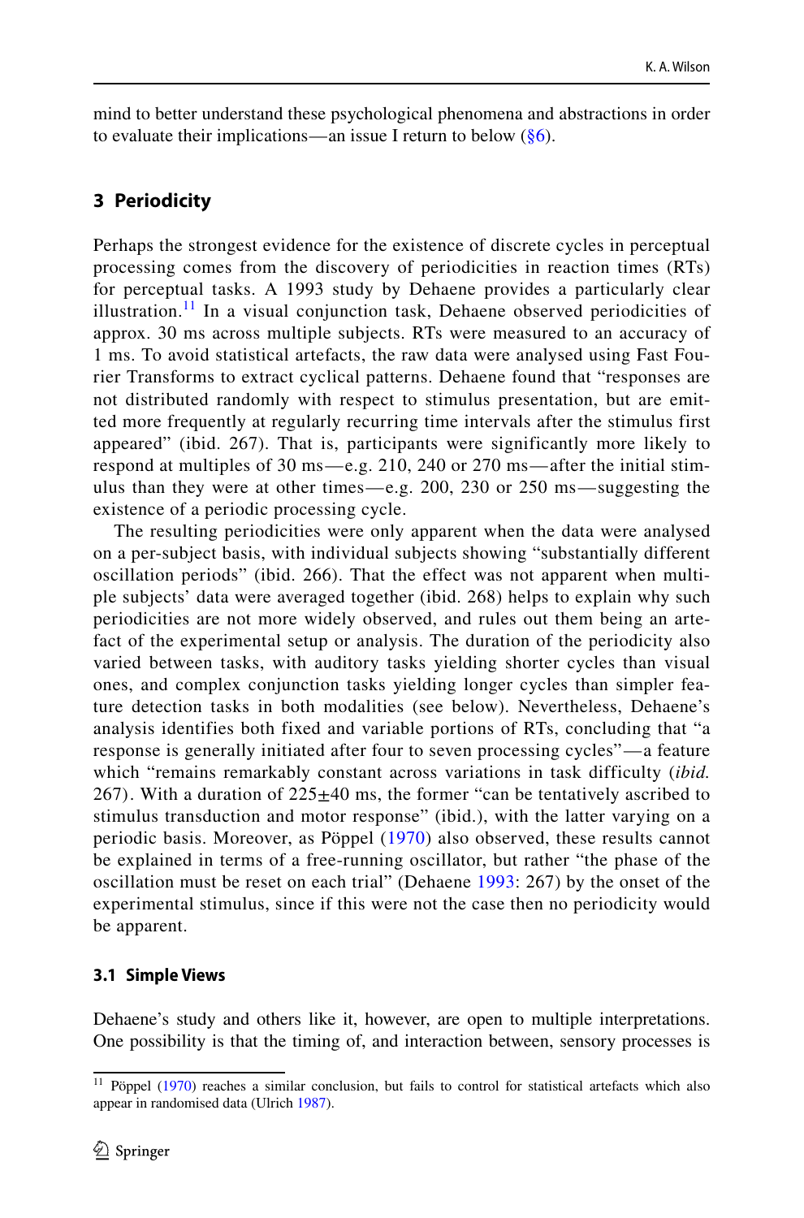mind to better understand these psychological phenomena and abstractions in order to evaluate their implications—an issue I return to below (§6).

## 3 Periodicity

Perhaps the strongest evidence for the existence of discrete cycles in perceptual processing comes from the discovery of periodicities in reaction times (RTs) for perceptual tasks. A 1993 study by Dehaene provides a particularly clear illustration.[11] In a visual conjunction task, Dehaene observed periodicities of approx. 30 ms across multiple subjects. RTs were measured to an accuracy of 1 ms. To avoid statistical artefacts, the raw data were analysed using Fast Fourier Transforms to extract cyclical patterns. Dehaene found that "responses are not distributed randomly with respect to stimulus presentation, but are emitted more frequently at regularly recurring time intervals after the stimulus first appeared" (ibid. 267). That is, participants were significantly more likely to respond at multiples of 30 ms—e.g. 210, 240 or 270 ms—after the initial stimulus than they were at other times—e.g. 200, 230 or 250 ms—suggesting the existence of a periodic processing cycle.

The resulting periodicities were only apparent when the data were analysed on a per-subject basis, with individual subjects showing "substantially different oscillation periods" (ibid. 266). That the effect was not apparent when multiple subjects' data were averaged together (ibid. 268) helps to explain why such periodicities are not more widely observed, and rules out them being an artefact of the experimental setup or analysis. The duration of the periodicity also varied between tasks, with auditory tasks yielding shorter cycles than visual ones, and complex conjunction tasks yielding longer cycles than simpler feature detection tasks in both modalities (see below). Nevertheless, Dehaene's analysis identifies both fixed and variable portions of RTs, concluding that "a response is generally initiated after four to seven processing cycles"—a feature which "remains remarkably constant across variations in task difficulty (*ibid.* 267). With a duration of 225±40 ms, the former "can be tentatively ascribed to stimulus transduction and motor response" (ibid.), with the latter varying on a periodic basis. Moreover, as Pöppel (1970) also observed, these results cannot be explained in terms of a free-running oscillator, but rather "the phase of the oscillation must be reset on each trial" (Dehaene 1993: 267) by the onset of the experimental stimulus, since if this were not the case then no periodicity would be apparent.

### 3.1 Simple Views

Dehaene's study and others like it, however, are open to multiple interpretations. One possibility is that the timing of, and interaction between, sensory processes is

[11] Pöppel (1970) reaches a similar conclusion, but fails to control for statistical artefacts which also appear in randomised data (Ulrich 1987).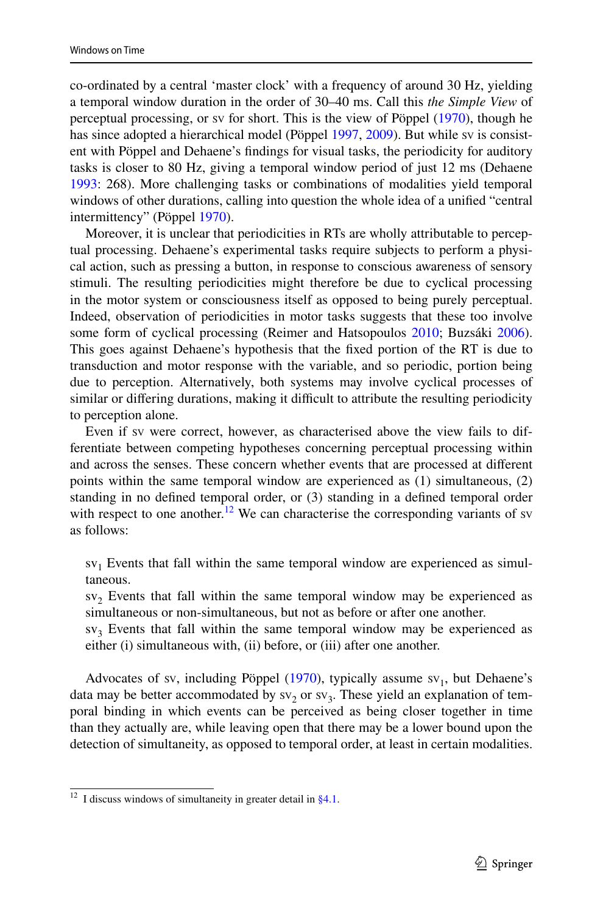co-ordinated by a central 'master clock' with a frequency of around 30 Hz, yielding a temporal window duration in the order of 30–40 ms. Call this *the Simple View* of perceptual processing, or sv for short. This is the view of Pöppel (1970), though he has since adopted a hierarchical model (Pöppel 1997, 2009). But while sv is consistent with Pöppel and Dehaene's findings for visual tasks, the periodicity for auditory tasks is closer to 80 Hz, giving a temporal window period of just 12 ms (Dehaene 1993: 268). More challenging tasks or combinations of modalities yield temporal windows of other durations, calling into question the whole idea of a unified "central intermittency" (Pöppel 1970).

Moreover, it is unclear that periodicities in RTs are wholly attributable to perceptual processing. Dehaene's experimental tasks require subjects to perform a physical action, such as pressing a button, in response to conscious awareness of sensory stimuli. The resulting periodicities might therefore be due to cyclical processing in the motor system or consciousness itself as opposed to being purely perceptual. Indeed, observation of periodicities in motor tasks suggests that these too involve some form of cyclical processing (Reimer and Hatsopoulos 2010; Buzsáki 2006). This goes against Dehaene's hypothesis that the fixed portion of the RT is due to transduction and motor response with the variable, and so periodic, portion being due to perception. Alternatively, both systems may involve cyclical processes of similar or differing durations, making it difficult to attribute the resulting periodicity to perception alone.

Even if sv were correct, however, as characterised above the view fails to differentiate between competing hypotheses concerning perceptual processing within and across the senses. These concern whether events that are processed at different points within the same temporal window are experienced as (1) simultaneous, (2) standing in no defined temporal order, or (3) standing in a defined temporal order with respect to one another.[12] We can characterise the corresponding variants of sv as follows:

$sv_1$ Events that fall within the same temporal window are experienced as simultaneous.

$sv_2$ Events that fall within the same temporal window may be experienced as simultaneous or non-simultaneous, but not as before or after one another.

$sv_3$ Events that fall within the same temporal window may be experienced as either (i) simultaneous with, (ii) before, or (iii) after one another.

Advocates of sv, including Pöppel (1970), typically assume $sv_1$, but Dehaene's data may be better accommodated by $sv_2$ or $sv_3$. These yield an explanation of temporal binding in which events can be perceived as being closer together in time than they actually are, while leaving open that there may be a lower bound upon the detection of simultaneity, as opposed to temporal order, at least in certain modalities.

[12] I discuss windows of simultaneity in greater detail in §4.1.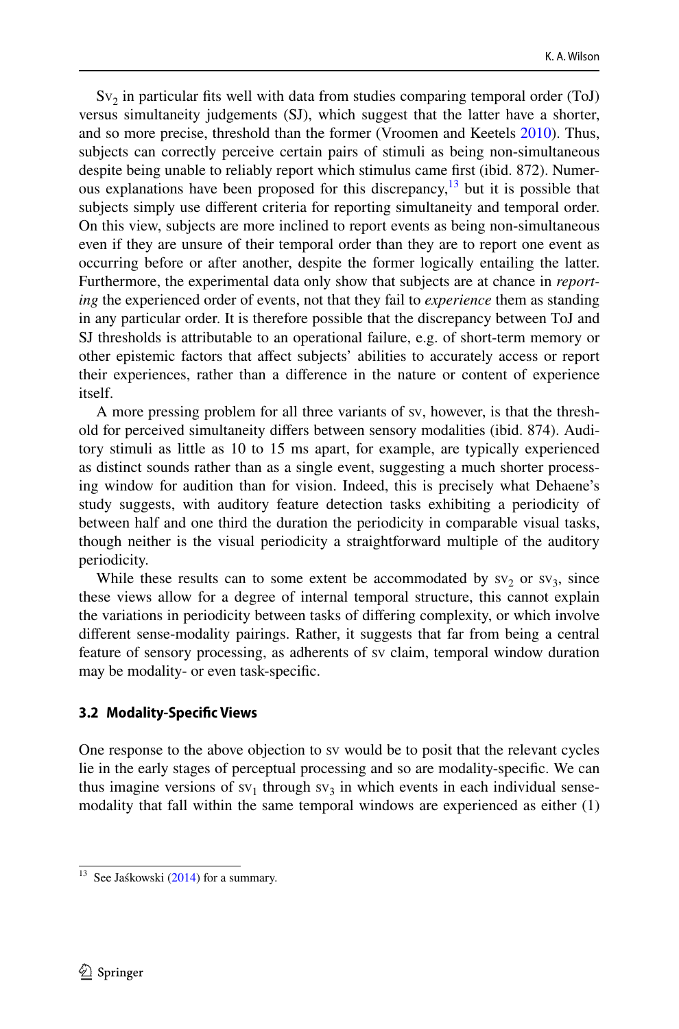$\text{Sv}_2$ in particular fits well with data from studies comparing temporal order (ToJ) versus simultaneity judgements (SJ), which suggest that the latter have a shorter, and so more precise, threshold than the former (Vroomen and Keetels 2010). Thus, subjects can correctly perceive certain pairs of stimuli as being non-simultaneous despite being unable to reliably report which stimulus came first (ibid. 872). Numerous explanations have been proposed for this discrepancy,[13] but it is possible that subjects simply use different criteria for reporting simultaneity and temporal order. On this view, subjects are more inclined to report events as being non-simultaneous even if they are unsure of their temporal order than they are to report one event as occurring before or after another, despite the former logically entailing the latter. Furthermore, the experimental data only show that subjects are at chance in *reporting* the experienced order of events, not that they fail to *experience* them as standing in any particular order. It is therefore possible that the discrepancy between ToJ and SJ thresholds is attributable to an operational failure, e.g. of short-term memory or other epistemic factors that affect subjects' abilities to accurately access or report their experiences, rather than a difference in the nature or content of experience itself.

A more pressing problem for all three variants of sv, however, is that the threshold for perceived simultaneity differs between sensory modalities (ibid. 874). Auditory stimuli as little as 10 to 15 ms apart, for example, are typically experienced as distinct sounds rather than as a single event, suggesting a much shorter processing window for audition than for vision. Indeed, this is precisely what Dehaene's study suggests, with auditory feature detection tasks exhibiting a periodicity of between half and one third the duration the periodicity in comparable visual tasks, though neither is the visual periodicity a straightforward multiple of the auditory periodicity.

While these results can to some extent be accommodated by $\text{sv}_2$ or $\text{sv}_3$, since these views allow for a degree of internal temporal structure, this cannot explain the variations in periodicity between tasks of differing complexity, or which involve different sense-modality pairings. Rather, it suggests that far from being a central feature of sensory processing, as adherents of sv claim, temporal window duration may be modality- or even task-specific.

### 3.2 Modality-Specific Views

One response to the above objection to sv would be to posit that the relevant cycles lie in the early stages of perceptual processing and so are modality-specific. We can thus imagine versions of $\text{sv}_1$ through $\text{sv}_3$ in which events in each individual sense-modality that fall within the same temporal windows are experienced as either (1)

[13] See Jaśkowski (2014) for a summary.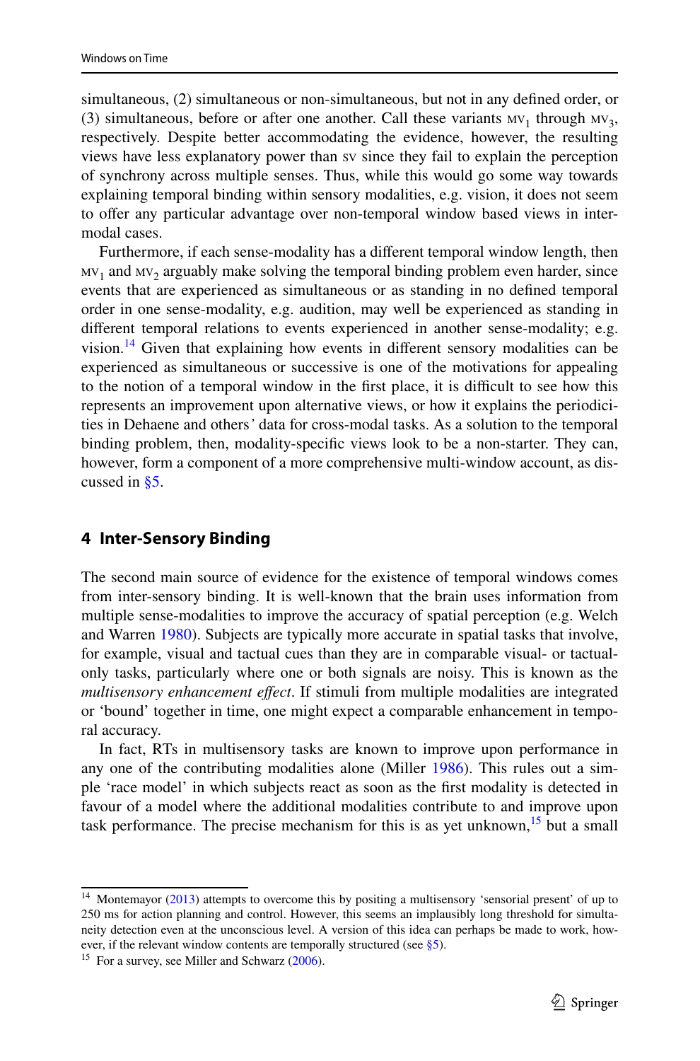simultaneous, (2) simultaneous or non-simultaneous, but not in any defined order, or (3) simultaneous, before or after one another. Call these variants $\text{MV}_1$ through $\text{MV}_3$, respectively. Despite better accommodating the evidence, however, the resulting views have less explanatory power than SV since they fail to explain the perception of synchrony across multiple senses. Thus, while this would go some way towards explaining temporal binding within sensory modalities, e.g. vision, it does not seem to offer any particular advantage over non-temporal window based views in intermodal cases.

Furthermore, if each sense-modality has a different temporal window length, then $\text{MV}_1$ and $\text{MV}_2$ arguably make solving the temporal binding problem even harder, since events that are experienced as simultaneous or as standing in no defined temporal order in one sense-modality, e.g. audition, may well be experienced as standing in different temporal relations to events experienced in another sense-modality; e.g. vision.[14] Given that explaining how events in different sensory modalities can be experienced as simultaneous or successive is one of the motivations for appealing to the notion of a temporal window in the first place, it is difficult to see how this represents an improvement upon alternative views, or how it explains the periodicities in Dehaene and others' data for cross-modal tasks. As a solution to the temporal binding problem, then, modality-specific views look to be a non-starter. They can, however, form a component of a more comprehensive multi-window account, as discussed in §5.

## 4 Inter-Sensory Binding

The second main source of evidence for the existence of temporal windows comes from inter-sensory binding. It is well-known that the brain uses information from multiple sense-modalities to improve the accuracy of spatial perception (e.g. Welch and Warren 1980). Subjects are typically more accurate in spatial tasks that involve, for example, visual and tactual cues than they are in comparable visual- or tactual-only tasks, particularly where one or both signals are noisy. This is known as the *multisensory enhancement effect*. If stimuli from multiple modalities are integrated or 'bound' together in time, one might expect a comparable enhancement in temporal accuracy.

In fact, RTs in multisensory tasks are known to improve upon performance in any one of the contributing modalities alone (Miller 1986). This rules out a simple 'race model' in which subjects react as soon as the first modality is detected in favour of a model where the additional modalities contribute to and improve upon task performance. The precise mechanism for this is as yet unknown,[15] but a small

---

[14] Montemayor (2013) attempts to overcome this by positing a multisensory 'sensorial present' of up to 250 ms for action planning and control. However, this seems an implausibly long threshold for simultaneity detection even at the unconscious level. A version of this idea can perhaps be made to work, however, if the relevant window contents are temporally structured (see §5).

[15] For a survey, see Miller and Schwarz (2006).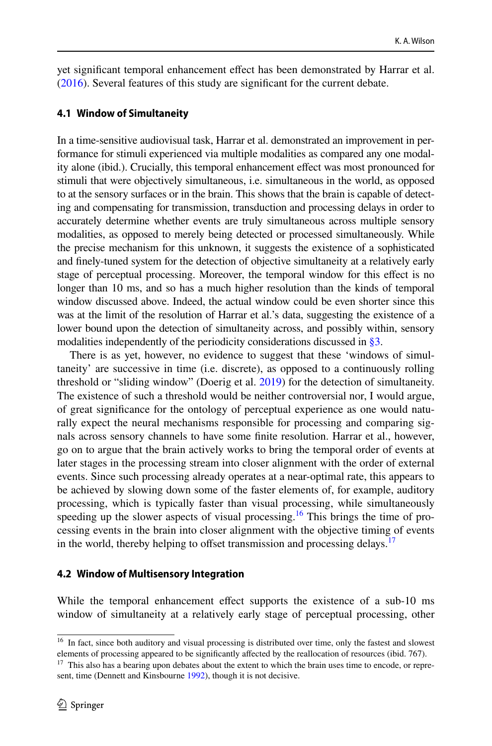yet significant temporal enhancement effect has been demonstrated by Harrar et al. (2016). Several features of this study are significant for the current debate.

### 4.1 Window of Simultaneity

In a time-sensitive audiovisual task, Harrar et al. demonstrated an improvement in performance for stimuli experienced via multiple modalities as compared any one modality alone (ibid.). Crucially, this temporal enhancement effect was most pronounced for stimuli that were objectively simultaneous, i.e. simultaneous in the world, as opposed to at the sensory surfaces or in the brain. This shows that the brain is capable of detecting and compensating for transmission, transduction and processing delays in order to accurately determine whether events are truly simultaneous across multiple sensory modalities, as opposed to merely being detected or processed simultaneously. While the precise mechanism for this unknown, it suggests the existence of a sophisticated and finely-tuned system for the detection of objective simultaneity at a relatively early stage of perceptual processing. Moreover, the temporal window for this effect is no longer than 10 ms, and so has a much higher resolution than the kinds of temporal window discussed above. Indeed, the actual window could be even shorter since this was at the limit of the resolution of Harrar et al.'s data, suggesting the existence of a lower bound upon the detection of simultaneity across, and possibly within, sensory modalities independently of the periodicity considerations discussed in §3.

There is as yet, however, no evidence to suggest that these 'windows of simultaneity' are successive in time (i.e. discrete), as opposed to a continuously rolling threshold or "sliding window" (Doerig et al. 2019) for the detection of simultaneity. The existence of such a threshold would be neither controversial nor, I would argue, of great significance for the ontology of perceptual experience as one would naturally expect the neural mechanisms responsible for processing and comparing signals across sensory channels to have some finite resolution. Harrar et al., however, go on to argue that the brain actively works to bring the temporal order of events at later stages in the processing stream into closer alignment with the order of external events. Since such processing already operates at a near-optimal rate, this appears to be achieved by slowing down some of the faster elements of, for example, auditory processing, which is typically faster than visual processing, while simultaneously speeding up the slower aspects of visual processing.[16] This brings the time of processing events in the brain into closer alignment with the objective timing of events in the world, thereby helping to offset transmission and processing delays.[17]

### 4.2 Window of Multisensory Integration

While the temporal enhancement effect supports the existence of a sub-10 ms window of simultaneity at a relatively early stage of perceptual processing, other

[16] In fact, since both auditory and visual processing is distributed over time, only the fastest and slowest elements of processing appeared to be significantly affected by the reallocation of resources (ibid. 767).

[17] This also has a bearing upon debates about the extent to which the brain uses time to encode, or represent, time (Dennett and Kinsbourne 1992), though it is not decisive.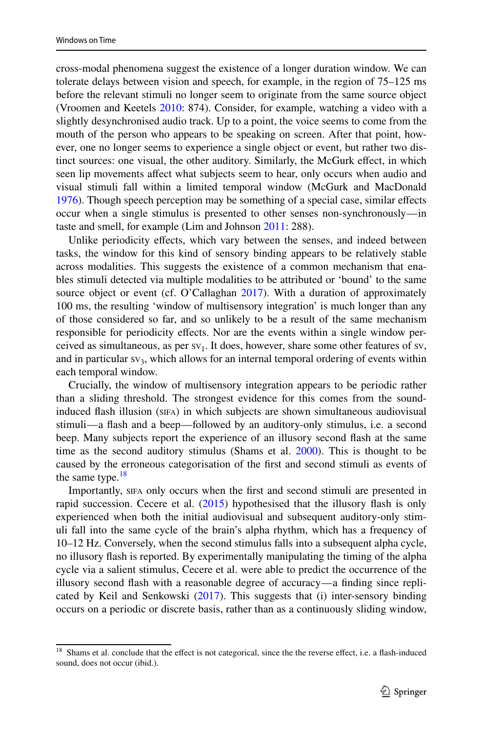cross-modal phenomena suggest the existence of a longer duration window. We can tolerate delays between vision and speech, for example, in the region of 75–125 ms before the relevant stimuli no longer seem to originate from the same source object (Vroomen and Keetels 2010: 874). Consider, for example, watching a video with a slightly desynchronised audio track. Up to a point, the voice seems to come from the mouth of the person who appears to be speaking on screen. After that point, however, one no longer seems to experience a single object or event, but rather two distinct sources: one visual, the other auditory. Similarly, the McGurk effect, in which seen lip movements affect what subjects seem to hear, only occurs when audio and visual stimuli fall within a limited temporal window (McGurk and MacDonald 1976). Though speech perception may be something of a special case, similar effects occur when a single stimulus is presented to other senses non-synchronously—in taste and smell, for example (Lim and Johnson 2011: 288).

Unlike periodicity effects, which vary between the senses, and indeed between tasks, the window for this kind of sensory binding appears to be relatively stable across modalities. This suggests the existence of a common mechanism that enables stimuli detected via multiple modalities to be attributed or 'bound' to the same source object or event (cf. O'Callaghan 2017). With a duration of approximately 100 ms, the resulting 'window of multisensory integration' is much longer than any of those considered so far, and so unlikely to be a result of the same mechanism responsible for periodicity effects. Nor are the events within a single window perceived as simultaneous, as per $\text{sv}_1$. It does, however, share some other features of sv, and in particular $\text{sv}_3$, which allows for an internal temporal ordering of events within each temporal window.

Crucially, the window of multisensory integration appears to be periodic rather than a sliding threshold. The strongest evidence for this comes from the sound-induced flash illusion (SIFA) in which subjects are shown simultaneous audiovisual stimuli—a flash and a beep—followed by an auditory-only stimulus, i.e. a second beep. Many subjects report the experience of an illusory second flash at the same time as the second auditory stimulus (Shams et al. 2000). This is thought to be caused by the erroneous categorisation of the first and second stimuli as events of the same type.[18]

Importantly, SIFA only occurs when the first and second stimuli are presented in rapid succession. Cecere et al. (2015) hypothesised that the illusory flash is only experienced when both the initial audiovisual and subsequent auditory-only stimuli fall into the same cycle of the brain's alpha rhythm, which has a frequency of 10–12 Hz. Conversely, when the second stimulus falls into a subsequent alpha cycle, no illusory flash is reported. By experimentally manipulating the timing of the alpha cycle via a salient stimulus, Cecere et al. were able to predict the occurrence of the illusory second flash with a reasonable degree of accuracy—a finding since replicated by Keil and Senkowski (2017). This suggests that (i) inter-sensory binding occurs on a periodic or discrete basis, rather than as a continuously sliding window,

[18] Shams et al. conclude that the effect is not categorical, since the the reverse effect, i.e. a flash-induced sound, does not occur (ibid.).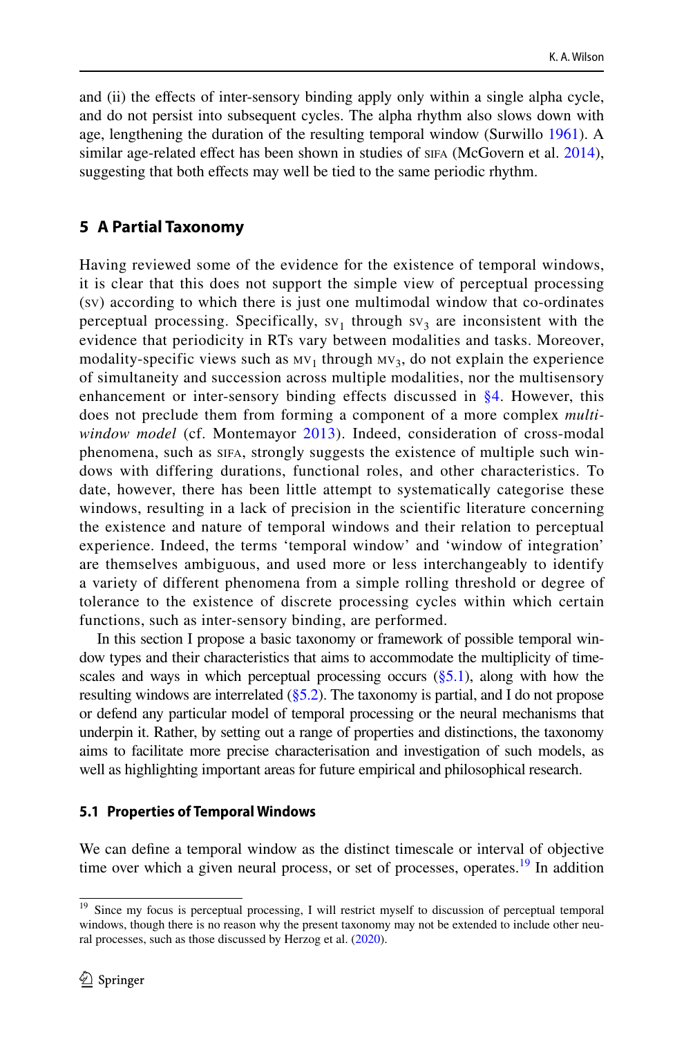and (ii) the effects of inter-sensory binding apply only within a single alpha cycle, and do not persist into subsequent cycles. The alpha rhythm also slows down with age, lengthening the duration of the resulting temporal window (Surwillo 1961). A similar age-related effect has been shown in studies of SIFA (McGovern et al. 2014), suggesting that both effects may well be tied to the same periodic rhythm.

## 5 A Partial Taxonomy

Having reviewed some of the evidence for the existence of temporal windows, it is clear that this does not support the simple view of perceptual processing (SV) according to which there is just one multimodal window that co-ordinates perceptual processing. Specifically, $\text{SV}_1$ through $\text{SV}_3$ are inconsistent with the evidence that periodicity in RTs vary between modalities and tasks. Moreover, modality-specific views such as $\text{MV}_1$ through $\text{MV}_3$, do not explain the experience of simultaneity and succession across multiple modalities, nor the multisensory enhancement or inter-sensory binding effects discussed in §4. However, this does not preclude them from forming a component of a more complex *multi-window model* (cf. Montemayor 2013). Indeed, consideration of cross-modal phenomena, such as SIFA, strongly suggests the existence of multiple such windows with differing durations, functional roles, and other characteristics. To date, however, there has been little attempt to systematically categorise these windows, resulting in a lack of precision in the scientific literature concerning the existence and nature of temporal windows and their relation to perceptual experience. Indeed, the terms 'temporal window' and 'window of integration' are themselves ambiguous, and used more or less interchangeably to identify a variety of different phenomena from a simple rolling threshold or degree of tolerance to the existence of discrete processing cycles within which certain functions, such as inter-sensory binding, are performed.

In this section I propose a basic taxonomy or framework of possible temporal window types and their characteristics that aims to accommodate the multiplicity of timescales and ways in which perceptual processing occurs (§5.1), along with how the resulting windows are interrelated (§5.2). The taxonomy is partial, and I do not propose or defend any particular model of temporal processing or the neural mechanisms that underpin it. Rather, by setting out a range of properties and distinctions, the taxonomy aims to facilitate more precise characterisation and investigation of such models, as well as highlighting important areas for future empirical and philosophical research.

### 5.1 Properties of Temporal Windows

We can define a temporal window as the distinct timescale or interval of objective time over which a given neural process, or set of processes, operates.[19] In addition

[19] Since my focus is perceptual processing, I will restrict myself to discussion of perceptual temporal windows, though there is no reason why the present taxonomy may not be extended to include other neural processes, such as those discussed by Herzog et al. (2020).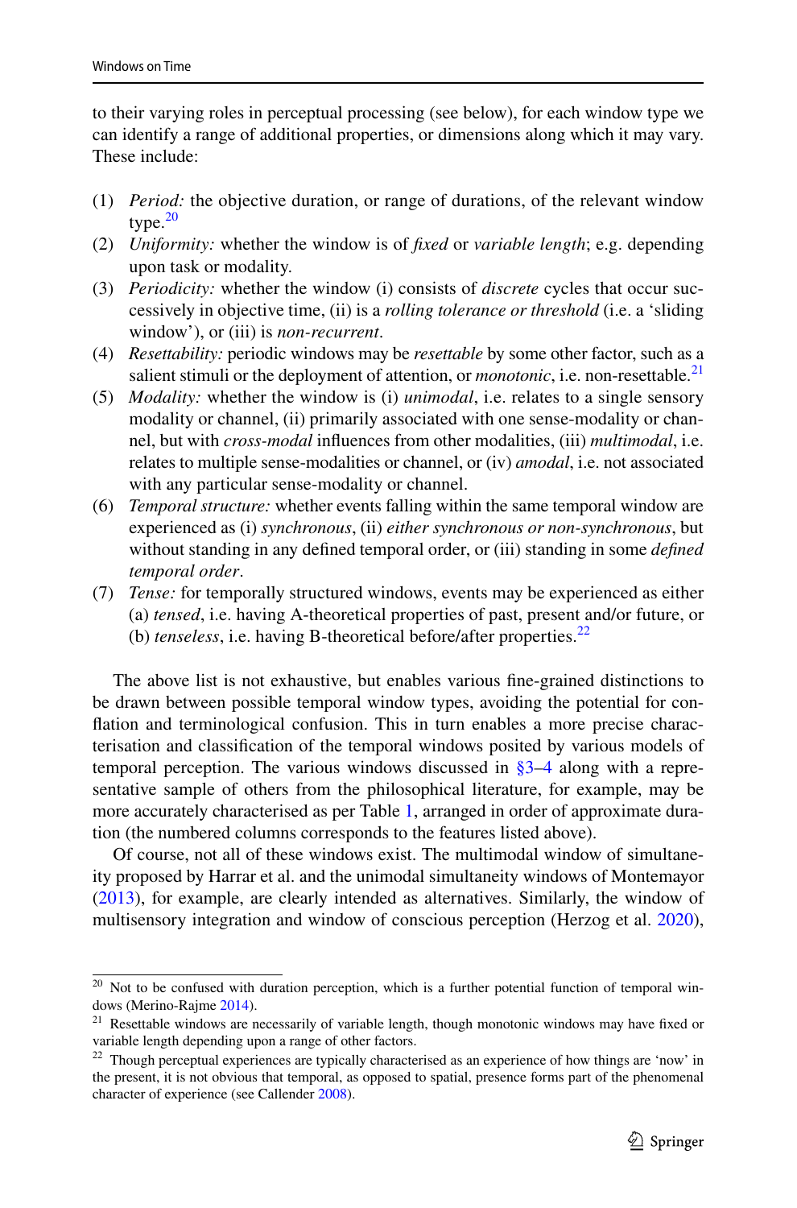to their varying roles in perceptual processing (see below), for each window type we can identify a range of additional properties, or dimensions along which it may vary. These include:

(1) *Period:* the objective duration, or range of durations, of the relevant window type.[20]
(2) *Uniformity:* whether the window is of *fixed* or *variable length*; e.g. depending upon task or modality.
(3) *Periodicity:* whether the window (i) consists of *discrete* cycles that occur successively in objective time, (ii) is a *rolling tolerance or threshold* (i.e. a 'sliding window'), or (iii) is *non-recurrent*.
(4) *Resettability:* periodic windows may be *resettable* by some other factor, such as a salient stimuli or the deployment of attention, or *monotonic*, i.e. non-resettable.[21]
(5) *Modality:* whether the window is (i) *unimodal*, i.e. relates to a single sensory modality or channel, (ii) primarily associated with one sense-modality or channel, but with *cross-modal* influences from other modalities, (iii) *multimodal*, i.e. relates to multiple sense-modalities or channel, or (iv) *amodal*, i.e. not associated with any particular sense-modality or channel.
(6) *Temporal structure:* whether events falling within the same temporal window are experienced as (i) *synchronous*, (ii) *either synchronous or non-synchronous*, but without standing in any defined temporal order, or (iii) standing in some *defined temporal order*.
(7) *Tense:* for temporally structured windows, events may be experienced as either (a) *tensed*, i.e. having A-theoretical properties of past, present and/or future, or (b) *tenseless*, i.e. having B-theoretical before/after properties.[22]

The above list is not exhaustive, but enables various fine-grained distinctions to be drawn between possible temporal window types, avoiding the potential for conflation and terminological confusion. This in turn enables a more precise characterisation and classification of the temporal windows posited by various models of temporal perception. The various windows discussed in §3–4 along with a representative sample of others from the philosophical literature, for example, may be more accurately characterised as per Table 1, arranged in order of approximate duration (the numbered columns corresponds to the features listed above).

Of course, not all of these windows exist. The multimodal window of simultaneity proposed by Harrar et al. and the unimodal simultaneity windows of Montemayor (2013), for example, are clearly intended as alternatives. Similarly, the window of multisensory integration and window of conscious perception (Herzog et al. 2020),

---

[20] Not to be confused with duration perception, which is a further potential function of temporal windows (Merino-Rajme 2014).

[21] Resettable windows are necessarily of variable length, though monotonic windows may have fixed or variable length depending upon a range of other factors.

[22] Though perceptual experiences are typically characterised as an experience of how things are 'now' in the present, it is not obvious that temporal, as opposed to spatial, presence forms part of the phenomenal character of experience (see Callender 2008).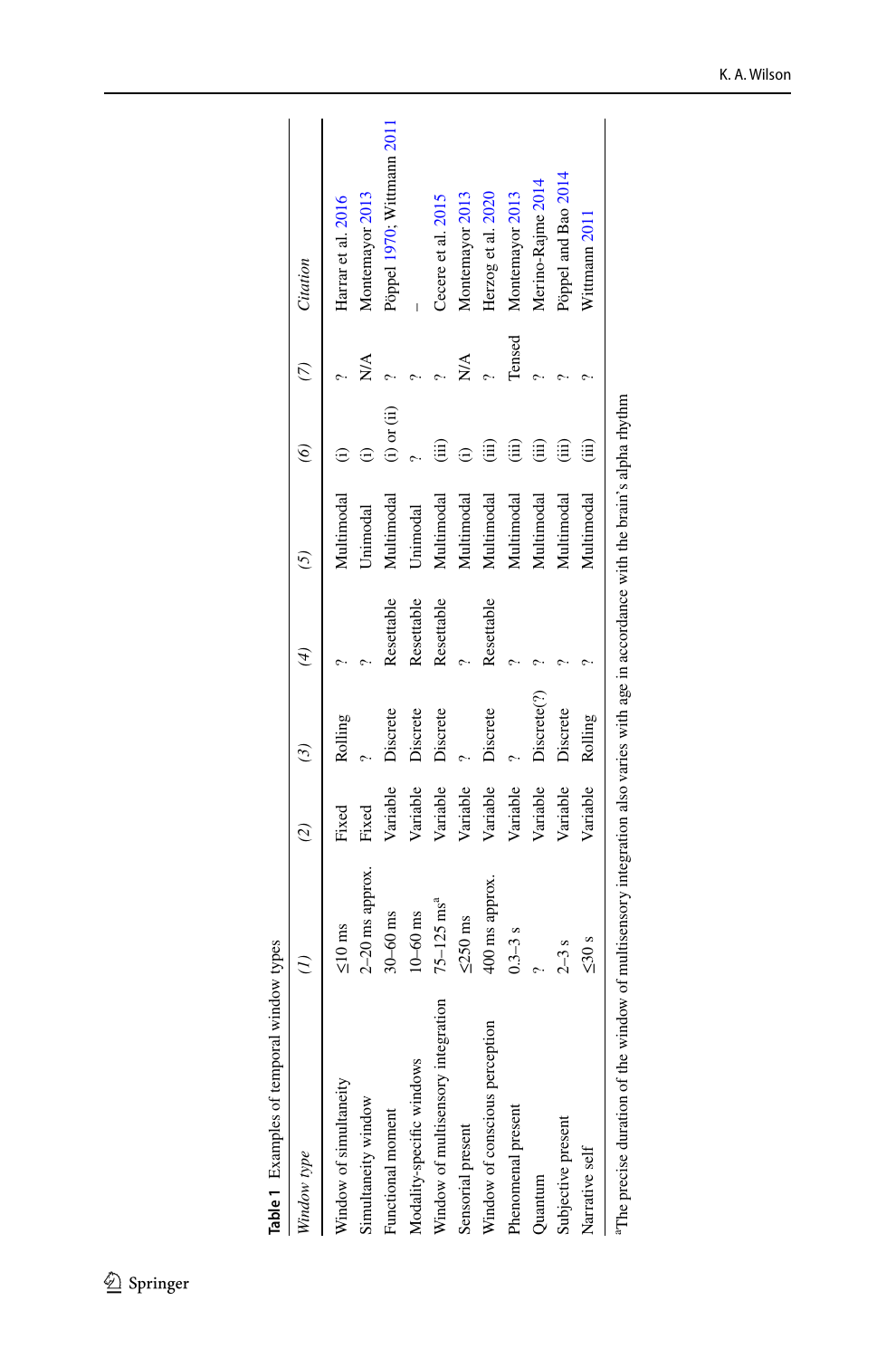**Table 1** Examples of temporal window types

| *Window type* | *(1)* | *(2)* | *(3)* | *(4)* | *(5)* | *(6)* | *(7)* | *Citation* |
|---|---|---|---|---|---|---|---|---|
| Window of simultaneity | ≤10 ms | Fixed | Rolling | ? | Multimodal | (i) | ? | Harrar et al. 2016 |
| Simultaneity window | 2–20 ms approx. | Fixed | ? | ? | Unimodal | (i) | N/A | Montemayor 2013 |
| Functional moment | 30–60 ms | Variable | Discrete | Resettable | Multimodal | (i) or (ii) | ? | Pöppel 1970; Wittmann 2011 |
| Modality-specific windows | 10–60 ms | Variable | Discrete | Resettable | Unimodal | ? | ? | – |
| Window of multisensory integration | 75–125 ms[a] | Variable | Discrete | Resettable | Multimodal | (iii) | ? | Cecere et al. 2015 |
| Sensorial present | ≤250 ms | Variable | ? | ? | Multimodal | (i) | N/A | Montemayor 2013 |
| Window of conscious perception | 400 ms approx. | Variable | Discrete | Resettable | Multimodal | (iii) | ? | Herzog et al. 2020 |
| Phenomenal present | 0.3–3 s | Variable | ? | ? | Multimodal | (iii) | Tensed | Montemayor 2013 |
| Quantum | ? | Variable | Discrete(?) | ? | Multimodal | (iii) | ? | Merino-Rajme 2014 |
| Subjective present | 2–3 s | Variable | Discrete | ? | Multimodal | (iii) | ? | Pöppel and Bao 2014 |
| Narrative self | ≤30 s | Variable | Rolling | ? | Multimodal | (iii) | ? | Wittmann 2011 |

[a]The precise duration of the window of multisensory integration also varies with age in accordance with the brain's alpha rhythm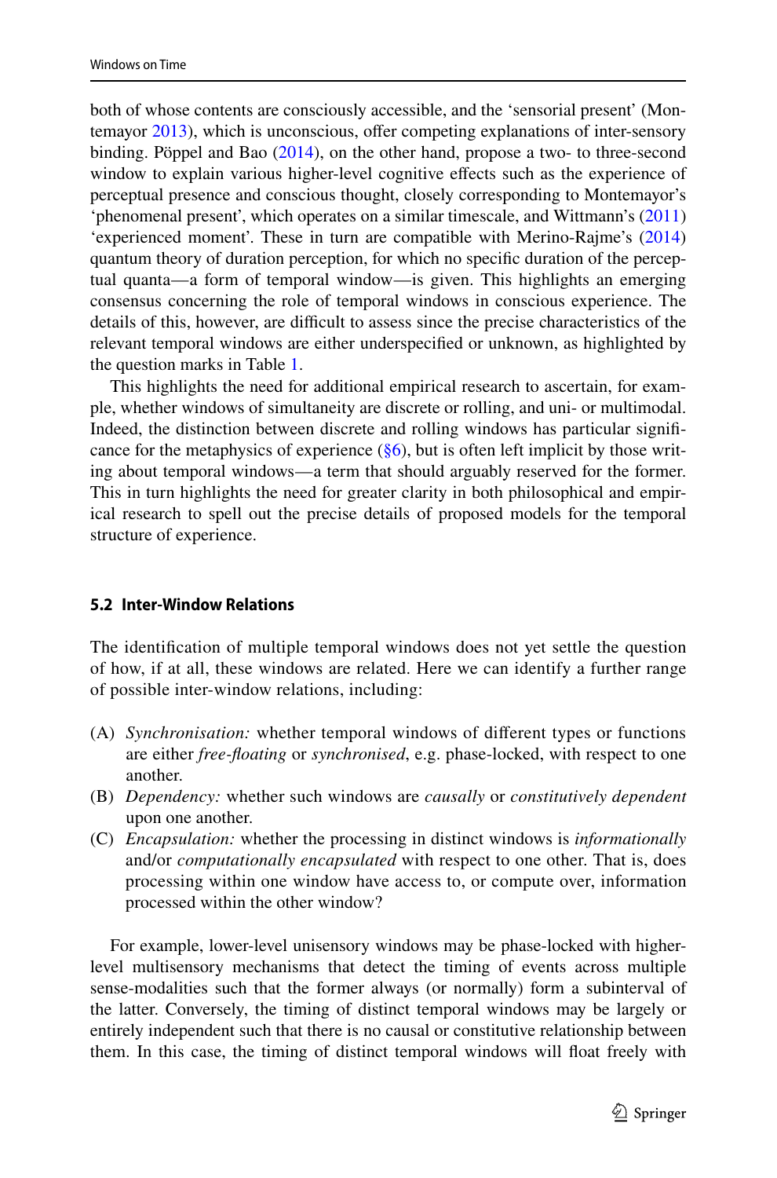both of whose contents are consciously accessible, and the 'sensorial present' (Montemayor 2013), which is unconscious, offer competing explanations of inter-sensory binding. Pöppel and Bao (2014), on the other hand, propose a two- to three-second window to explain various higher-level cognitive effects such as the experience of perceptual presence and conscious thought, closely corresponding to Montemayor's 'phenomenal present', which operates on a similar timescale, and Wittmann's (2011) 'experienced moment'. These in turn are compatible with Merino-Rajme's (2014) quantum theory of duration perception, for which no specific duration of the perceptual quanta—a form of temporal window—is given. This highlights an emerging consensus concerning the role of temporal windows in conscious experience. The details of this, however, are difficult to assess since the precise characteristics of the relevant temporal windows are either underspecified or unknown, as highlighted by the question marks in Table 1.

This highlights the need for additional empirical research to ascertain, for example, whether windows of simultaneity are discrete or rolling, and uni- or multimodal. Indeed, the distinction between discrete and rolling windows has particular significance for the metaphysics of experience (§6), but is often left implicit by those writing about temporal windows—a term that should arguably reserved for the former. This in turn highlights the need for greater clarity in both philosophical and empirical research to spell out the precise details of proposed models for the temporal structure of experience.

### 5.2 Inter-Window Relations

The identification of multiple temporal windows does not yet settle the question of how, if at all, these windows are related. Here we can identify a further range of possible inter-window relations, including:

(A) *Synchronisation:* whether temporal windows of different types or functions are either *free-floating* or *synchronised*, e.g. phase-locked, with respect to one another.
(B) *Dependency:* whether such windows are *causally* or *constitutively dependent* upon one another.
(C) *Encapsulation:* whether the processing in distinct windows is *informationally* and/or *computationally encapsulated* with respect to one other. That is, does processing within one window have access to, or compute over, information processed within the other window?

For example, lower-level unisensory windows may be phase-locked with higher-level multisensory mechanisms that detect the timing of events across multiple sense-modalities such that the former always (or normally) form a subinterval of the latter. Conversely, the timing of distinct temporal windows may be largely or entirely independent such that there is no causal or constitutive relationship between them. In this case, the timing of distinct temporal windows will float freely with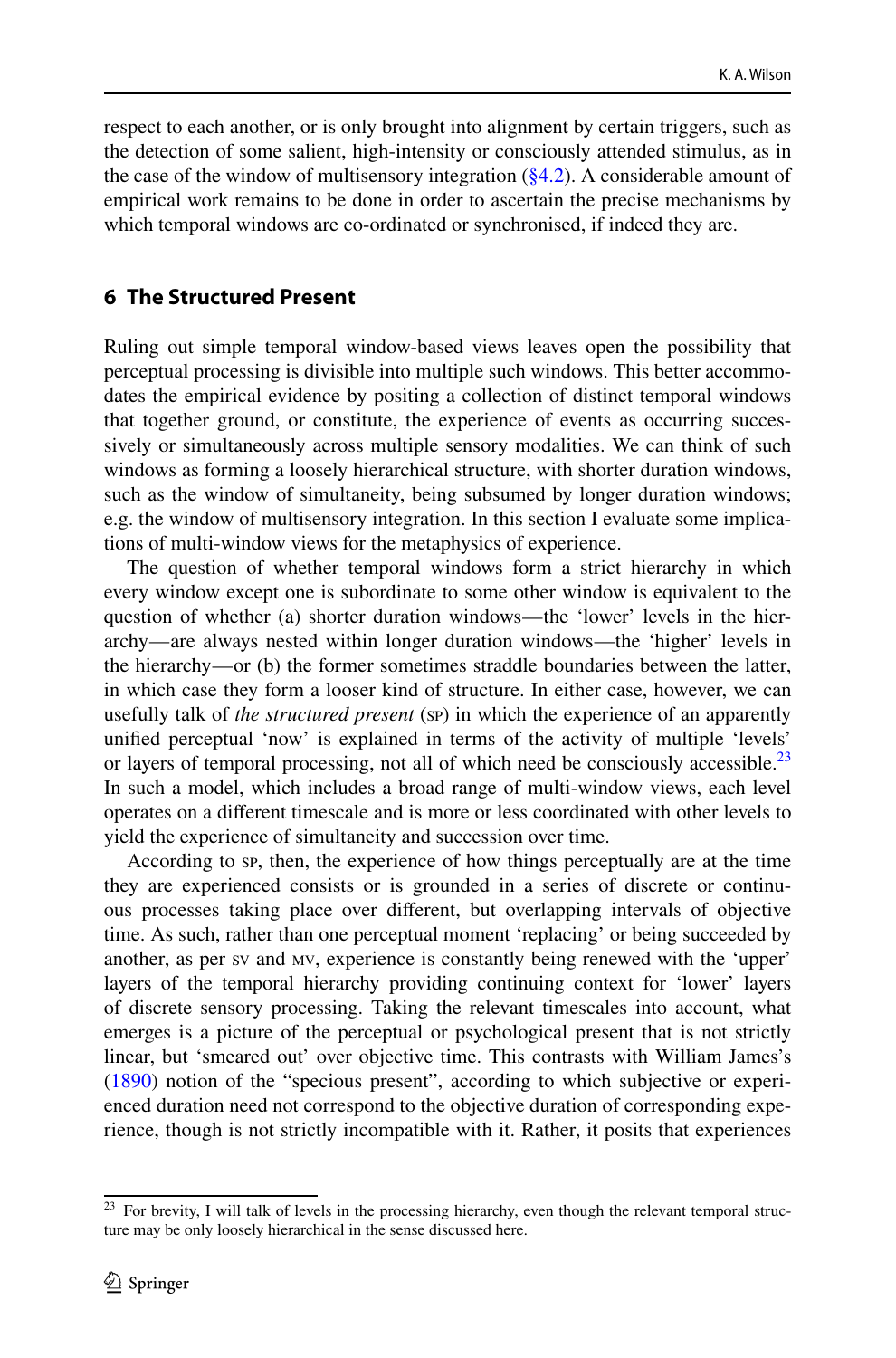respect to each another, or is only brought into alignment by certain triggers, such as the detection of some salient, high-intensity or consciously attended stimulus, as in the case of the window of multisensory integration (§4.2). A considerable amount of empirical work remains to be done in order to ascertain the precise mechanisms by which temporal windows are co-ordinated or synchronised, if indeed they are.

## 6 The Structured Present

Ruling out simple temporal window-based views leaves open the possibility that perceptual processing is divisible into multiple such windows. This better accommodates the empirical evidence by positing a collection of distinct temporal windows that together ground, or constitute, the experience of events as occurring successively or simultaneously across multiple sensory modalities. We can think of such windows as forming a loosely hierarchical structure, with shorter duration windows, such as the window of simultaneity, being subsumed by longer duration windows; e.g. the window of multisensory integration. In this section I evaluate some implications of multi-window views for the metaphysics of experience.

The question of whether temporal windows form a strict hierarchy in which every window except one is subordinate to some other window is equivalent to the question of whether (a) shorter duration windows—the 'lower' levels in the hierarchy—are always nested within longer duration windows—the 'higher' levels in the hierarchy—or (b) the former sometimes straddle boundaries between the latter, in which case they form a looser kind of structure. In either case, however, we can usefully talk of *the structured present* (SP) in which the experience of an apparently unified perceptual 'now' is explained in terms of the activity of multiple 'levels' or layers of temporal processing, not all of which need be consciously accessible.[23] In such a model, which includes a broad range of multi-window views, each level operates on a different timescale and is more or less coordinated with other levels to yield the experience of simultaneity and succession over time.

According to SP, then, the experience of how things perceptually are at the time they are experienced consists or is grounded in a series of discrete or continuous processes taking place over different, but overlapping intervals of objective time. As such, rather than one perceptual moment 'replacing' or being succeeded by another, as per SV and MV, experience is constantly being renewed with the 'upper' layers of the temporal hierarchy providing continuing context for 'lower' layers of discrete sensory processing. Taking the relevant timescales into account, what emerges is a picture of the perceptual or psychological present that is not strictly linear, but 'smeared out' over objective time. This contrasts with William James's (1890) notion of the "specious present", according to which subjective or experienced duration need not correspond to the objective duration of corresponding experience, though is not strictly incompatible with it. Rather, it posits that experiences

[23] For brevity, I will talk of levels in the processing hierarchy, even though the relevant temporal structure may be only loosely hierarchical in the sense discussed here.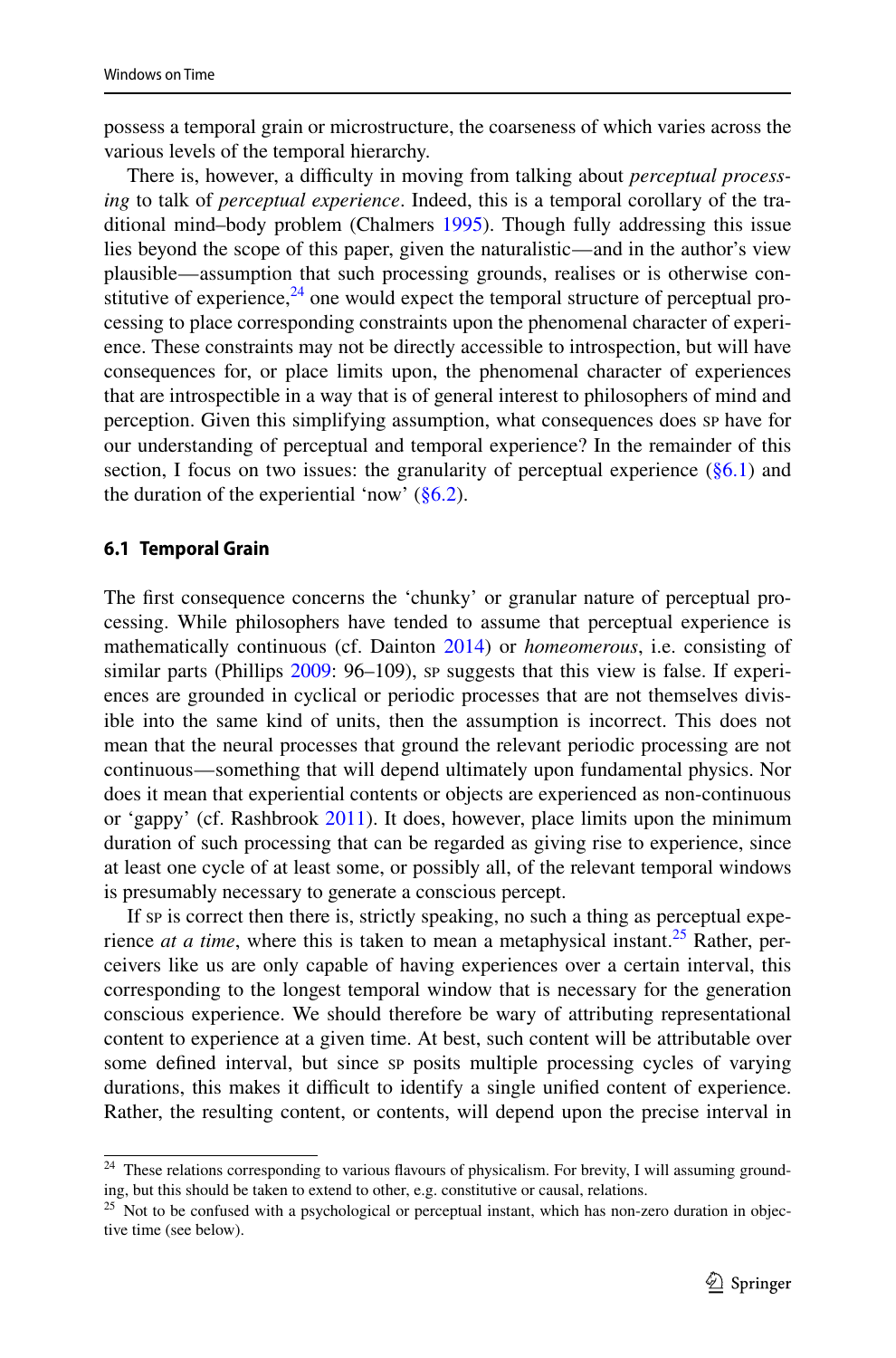possess a temporal grain or microstructure, the coarseness of which varies across the various levels of the temporal hierarchy.

There is, however, a difficulty in moving from talking about *perceptual processing* to talk of *perceptual experience*. Indeed, this is a temporal corollary of the traditional mind–body problem (Chalmers 1995). Though fully addressing this issue lies beyond the scope of this paper, given the naturalistic—and in the author's view plausible—assumption that such processing grounds, realises or is otherwise constitutive of experience,[24] one would expect the temporal structure of perceptual processing to place corresponding constraints upon the phenomenal character of experience. These constraints may not be directly accessible to introspection, but will have consequences for, or place limits upon, the phenomenal character of experiences that are introspectible in a way that is of general interest to philosophers of mind and perception. Given this simplifying assumption, what consequences does SP have for our understanding of perceptual and temporal experience? In the remainder of this section, I focus on two issues: the granularity of perceptual experience (§6.1) and the duration of the experiential 'now' (§6.2).

### 6.1 Temporal Grain

The first consequence concerns the 'chunky' or granular nature of perceptual processing. While philosophers have tended to assume that perceptual experience is mathematically continuous (cf. Dainton 2014) or *homeomerous*, i.e. consisting of similar parts (Phillips 2009: 96–109), SP suggests that this view is false. If experiences are grounded in cyclical or periodic processes that are not themselves divisible into the same kind of units, then the assumption is incorrect. This does not mean that the neural processes that ground the relevant periodic processing are not continuous—something that will depend ultimately upon fundamental physics. Nor does it mean that experiential contents or objects are experienced as non-continuous or 'gappy' (cf. Rashbrook 2011). It does, however, place limits upon the minimum duration of such processing that can be regarded as giving rise to experience, since at least one cycle of at least some, or possibly all, of the relevant temporal windows is presumably necessary to generate a conscious percept.

If SP is correct then there is, strictly speaking, no such a thing as perceptual experience *at a time*, where this is taken to mean a metaphysical instant.[25] Rather, perceivers like us are only capable of having experiences over a certain interval, this corresponding to the longest temporal window that is necessary for the generation conscious experience. We should therefore be wary of attributing representational content to experience at a given time. At best, such content will be attributable over some defined interval, but since SP posits multiple processing cycles of varying durations, this makes it difficult to identify a single unified content of experience. Rather, the resulting content, or contents, will depend upon the precise interval in

---

[24] These relations corresponding to various flavours of physicalism. For brevity, I will assuming grounding, but this should be taken to extend to other, e.g. constitutive or causal, relations.

[25] Not to be confused with a psychological or perceptual instant, which has non-zero duration in objective time (see below).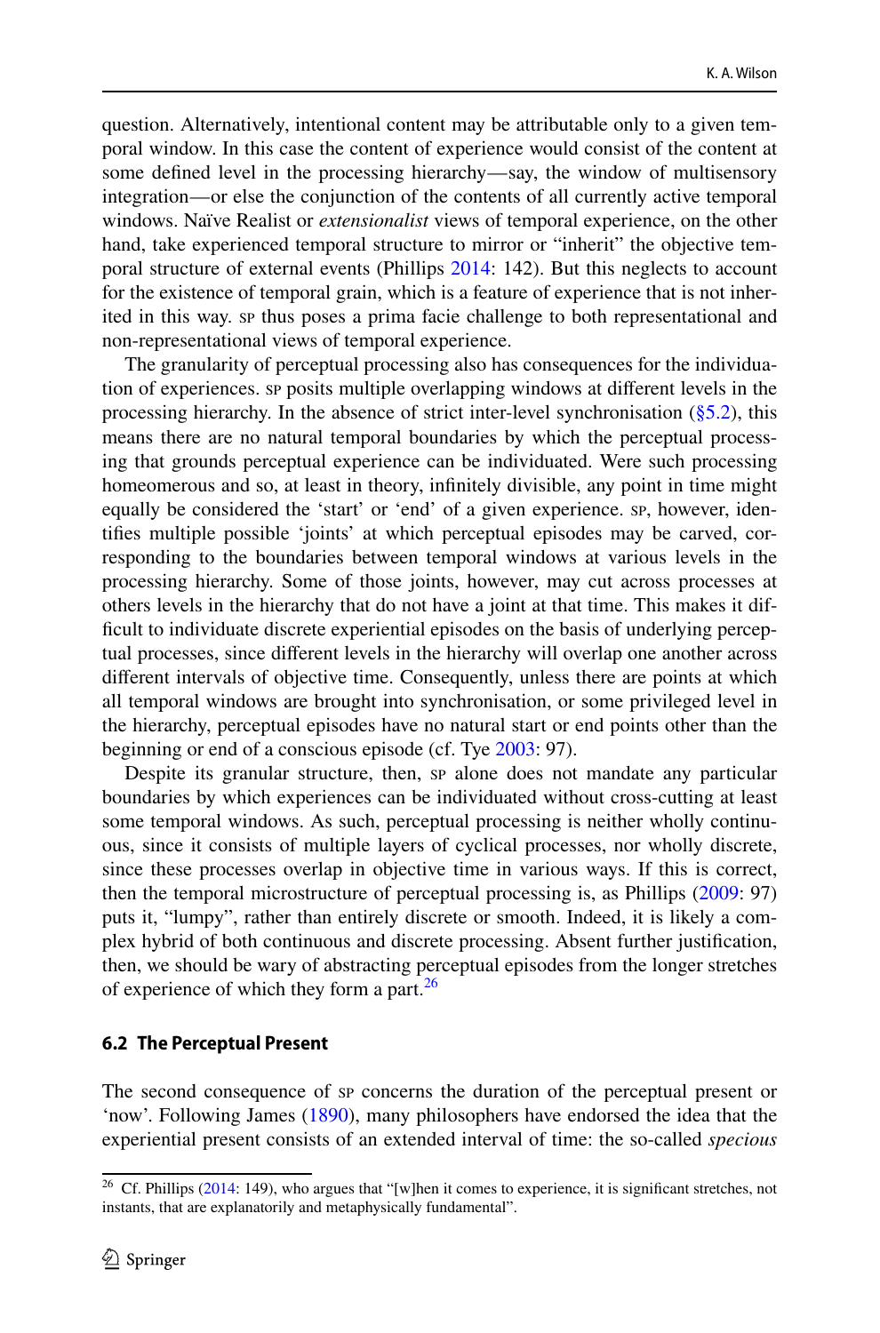question. Alternatively, intentional content may be attributable only to a given temporal window. In this case the content of experience would consist of the content at some defined level in the processing hierarchy—say, the window of multisensory integration—or else the conjunction of the contents of all currently active temporal windows. Naïve Realist or *extensionalist* views of temporal experience, on the other hand, take experienced temporal structure to mirror or "inherit" the objective temporal structure of external events (Phillips 2014: 142). But this neglects to account for the existence of temporal grain, which is a feature of experience that is not inherited in this way. SP thus poses a prima facie challenge to both representational and non-representational views of temporal experience.

The granularity of perceptual processing also has consequences for the individuation of experiences. SP posits multiple overlapping windows at different levels in the processing hierarchy. In the absence of strict inter-level synchronisation (§5.2), this means there are no natural temporal boundaries by which the perceptual processing that grounds perceptual experience can be individuated. Were such processing homeomerous and so, at least in theory, infinitely divisible, any point in time might equally be considered the 'start' or 'end' of a given experience. SP, however, identifies multiple possible 'joints' at which perceptual episodes may be carved, corresponding to the boundaries between temporal windows at various levels in the processing hierarchy. Some of those joints, however, may cut across processes at others levels in the hierarchy that do not have a joint at that time. This makes it difficult to individuate discrete experiential episodes on the basis of underlying perceptual processes, since different levels in the hierarchy will overlap one another across different intervals of objective time. Consequently, unless there are points at which all temporal windows are brought into synchronisation, or some privileged level in the hierarchy, perceptual episodes have no natural start or end points other than the beginning or end of a conscious episode (cf. Tye 2003: 97).

Despite its granular structure, then, SP alone does not mandate any particular boundaries by which experiences can be individuated without cross-cutting at least some temporal windows. As such, perceptual processing is neither wholly continuous, since it consists of multiple layers of cyclical processes, nor wholly discrete, since these processes overlap in objective time in various ways. If this is correct, then the temporal microstructure of perceptual processing is, as Phillips (2009: 97) puts it, "lumpy", rather than entirely discrete or smooth. Indeed, it is likely a complex hybrid of both continuous and discrete processing. Absent further justification, then, we should be wary of abstracting perceptual episodes from the longer stretches of experience of which they form a part.[26]

### 6.2 The Perceptual Present

The second consequence of SP concerns the duration of the perceptual present or 'now'. Following James (1890), many philosophers have endorsed the idea that the experiential present consists of an extended interval of time: the so-called *specious*

[26] Cf. Phillips (2014: 149), who argues that "[w]hen it comes to experience, it is significant stretches, not instants, that are explanatorily and metaphysically fundamental".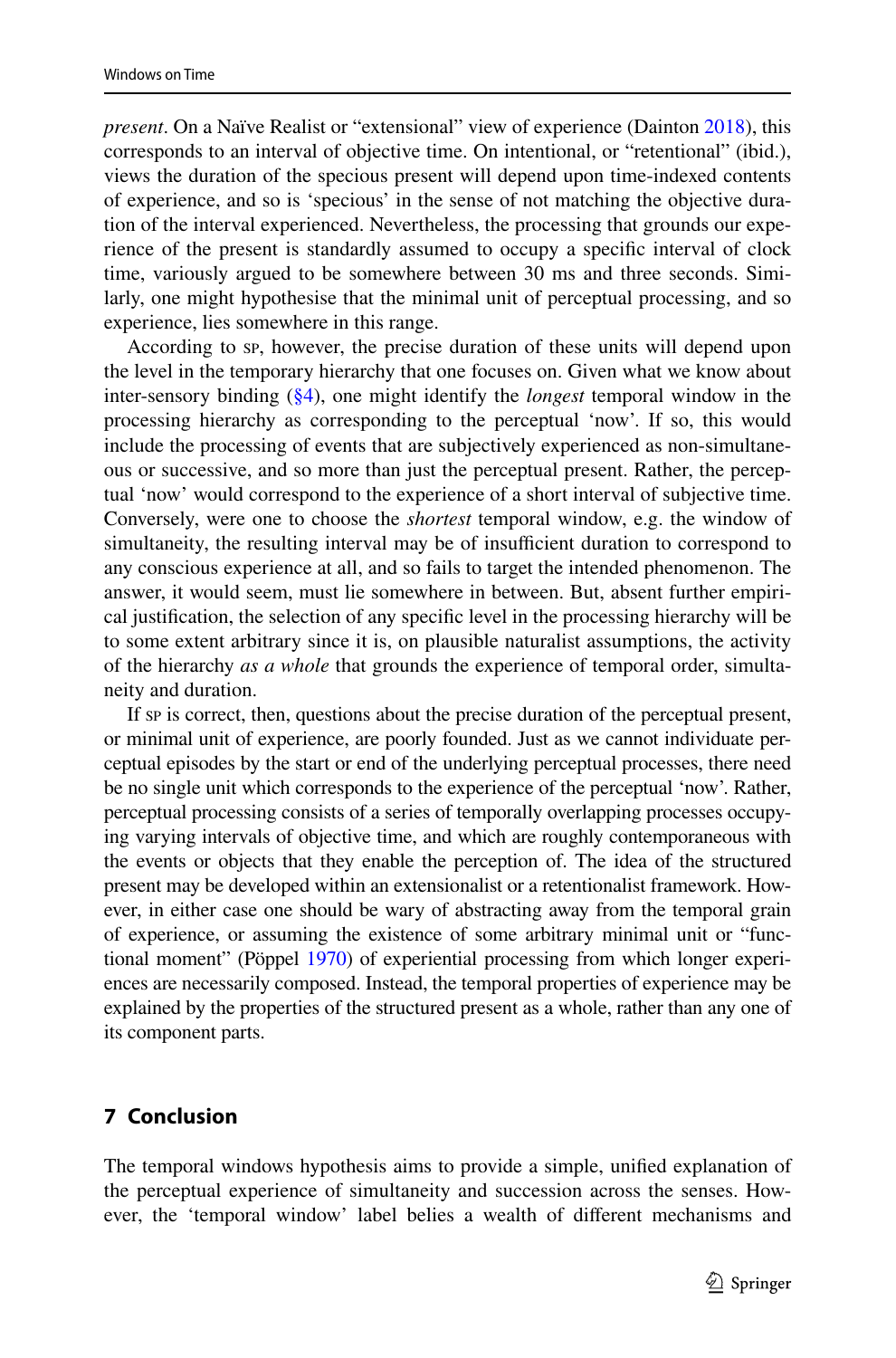*present*. On a Naïve Realist or "extensional" view of experience (Dainton 2018), this corresponds to an interval of objective time. On intentional, or "retentional" (ibid.), views the duration of the specious present will depend upon time-indexed contents of experience, and so is 'specious' in the sense of not matching the objective duration of the interval experienced. Nevertheless, the processing that grounds our experience of the present is standardly assumed to occupy a specific interval of clock time, variously argued to be somewhere between 30 ms and three seconds. Similarly, one might hypothesise that the minimal unit of perceptual processing, and so experience, lies somewhere in this range.

According to sp, however, the precise duration of these units will depend upon the level in the temporary hierarchy that one focuses on. Given what we know about inter-sensory binding (§4), one might identify the *longest* temporal window in the processing hierarchy as corresponding to the perceptual 'now'. If so, this would include the processing of events that are subjectively experienced as non-simultaneous or successive, and so more than just the perceptual present. Rather, the perceptual 'now' would correspond to the experience of a short interval of subjective time. Conversely, were one to choose the *shortest* temporal window, e.g. the window of simultaneity, the resulting interval may be of insufficient duration to correspond to any conscious experience at all, and so fails to target the intended phenomenon. The answer, it would seem, must lie somewhere in between. But, absent further empirical justification, the selection of any specific level in the processing hierarchy will be to some extent arbitrary since it is, on plausible naturalist assumptions, the activity of the hierarchy *as a whole* that grounds the experience of temporal order, simultaneity and duration.

If sp is correct, then, questions about the precise duration of the perceptual present, or minimal unit of experience, are poorly founded. Just as we cannot individuate perceptual episodes by the start or end of the underlying perceptual processes, there need be no single unit which corresponds to the experience of the perceptual 'now'. Rather, perceptual processing consists of a series of temporally overlapping processes occupying varying intervals of objective time, and which are roughly contemporaneous with the events or objects that they enable the perception of. The idea of the structured present may be developed within an extensionalist or a retentionalist framework. However, in either case one should be wary of abstracting away from the temporal grain of experience, or assuming the existence of some arbitrary minimal unit or "functional moment" (Pöppel 1970) of experiential processing from which longer experiences are necessarily composed. Instead, the temporal properties of experience may be explained by the properties of the structured present as a whole, rather than any one of its component parts.

## 7 Conclusion

The temporal windows hypothesis aims to provide a simple, unified explanation of the perceptual experience of simultaneity and succession across the senses. However, the 'temporal window' label belies a wealth of different mechanisms and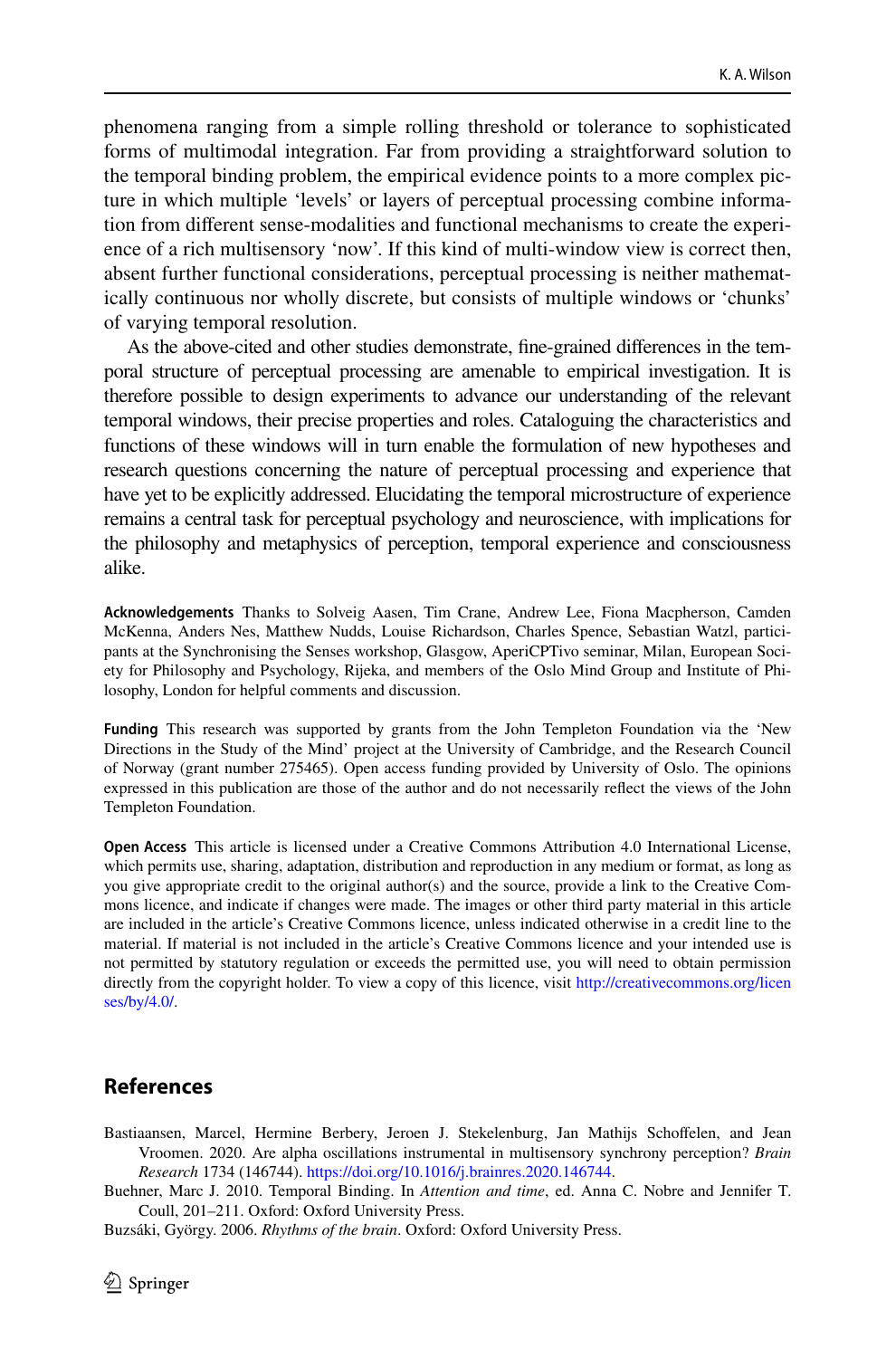phenomena ranging from a simple rolling threshold or tolerance to sophisticated forms of multimodal integration. Far from providing a straightforward solution to the temporal binding problem, the empirical evidence points to a more complex picture in which multiple 'levels' or layers of perceptual processing combine information from different sense-modalities and functional mechanisms to create the experience of a rich multisensory 'now'. If this kind of multi-window view is correct then, absent further functional considerations, perceptual processing is neither mathematically continuous nor wholly discrete, but consists of multiple windows or 'chunks' of varying temporal resolution.

As the above-cited and other studies demonstrate, fine-grained differences in the temporal structure of perceptual processing are amenable to empirical investigation. It is therefore possible to design experiments to advance our understanding of the relevant temporal windows, their precise properties and roles. Cataloguing the characteristics and functions of these windows will in turn enable the formulation of new hypotheses and research questions concerning the nature of perceptual processing and experience that have yet to be explicitly addressed. Elucidating the temporal microstructure of experience remains a central task for perceptual psychology and neuroscience, with implications for the philosophy and metaphysics of perception, temporal experience and consciousness alike.

**Acknowledgements** Thanks to Solveig Aasen, Tim Crane, Andrew Lee, Fiona Macpherson, Camden McKenna, Anders Nes, Matthew Nudds, Louise Richardson, Charles Spence, Sebastian Watzl, participants at the Synchronising the Senses workshop, Glasgow, AperiCPTivo seminar, Milan, European Society for Philosophy and Psychology, Rijeka, and members of the Oslo Mind Group and Institute of Philosophy, London for helpful comments and discussion.

**Funding** This research was supported by grants from the John Templeton Foundation via the 'New Directions in the Study of the Mind' project at the University of Cambridge, and the Research Council of Norway (grant number 275465). Open access funding provided by University of Oslo. The opinions expressed in this publication are those of the author and do not necessarily reflect the views of the John Templeton Foundation.

**Open Access** This article is licensed under a Creative Commons Attribution 4.0 International License, which permits use, sharing, adaptation, distribution and reproduction in any medium or format, as long as you give appropriate credit to the original author(s) and the source, provide a link to the Creative Commons licence, and indicate if changes were made. The images or other third party material in this article are included in the article's Creative Commons licence, unless indicated otherwise in a credit line to the material. If material is not included in the article's Creative Commons licence and your intended use is not permitted by statutory regulation or exceeds the permitted use, you will need to obtain permission directly from the copyright holder. To view a copy of this licence, visit http://creativecommons.org/licenses/by/4.0/.

## References

Bastiaansen, Marcel, Hermine Berbery, Jeroen J. Stekelenburg, Jan Mathijs Schoffelen, and Jean Vroomen. 2020. Are alpha oscillations instrumental in multisensory synchrony perception? *Brain Research* 1734 (146744). https://doi.org/10.1016/j.brainres.2020.146744.

Buehner, Marc J. 2010. Temporal Binding. In *Attention and time*, ed. Anna C. Nobre and Jennifer T. Coull, 201–211. Oxford: Oxford University Press.

Buzsáki, György. 2006. *Rhythms of the brain*. Oxford: Oxford University Press.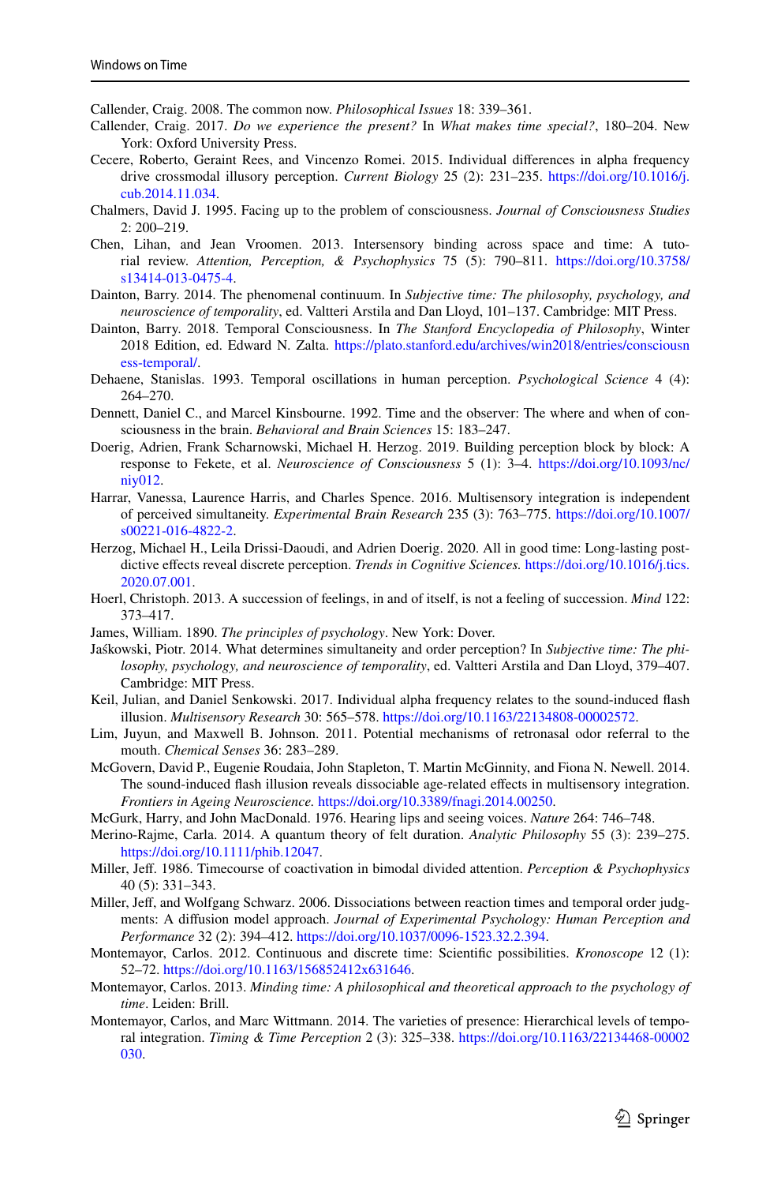Callender, Craig. 2008. The common now. *Philosophical Issues* 18: 339–361.

Callender, Craig. 2017. *Do we experience the present?* In *What makes time special?*, 180–204. New York: Oxford University Press.

Cecere, Roberto, Geraint Rees, and Vincenzo Romei. 2015. Individual differences in alpha frequency drive crossmodal illusory perception. *Current Biology* 25 (2): 231–235. https://doi.org/10.1016/j.cub.2014.11.034.

Chalmers, David J. 1995. Facing up to the problem of consciousness. *Journal of Consciousness Studies* 2: 200–219.

Chen, Lihan, and Jean Vroomen. 2013. Intersensory binding across space and time: A tutorial review. *Attention, Perception, & Psychophysics* 75 (5): 790–811. https://doi.org/10.3758/s13414-013-0475-4.

Dainton, Barry. 2014. The phenomenal continuum. In *Subjective time: The philosophy, psychology, and neuroscience of temporality*, ed. Valtteri Arstila and Dan Lloyd, 101–137. Cambridge: MIT Press.

Dainton, Barry. 2018. Temporal Consciousness. In *The Stanford Encyclopedia of Philosophy*, Winter 2018 Edition, ed. Edward N. Zalta. https://plato.stanford.edu/archives/win2018/entries/consciousness-temporal/.

Dehaene, Stanislas. 1993. Temporal oscillations in human perception. *Psychological Science* 4 (4): 264–270.

Dennett, Daniel C., and Marcel Kinsbourne. 1992. Time and the observer: The where and when of consciousness in the brain. *Behavioral and Brain Sciences* 15: 183–247.

Doerig, Adrien, Frank Scharnowski, Michael H. Herzog. 2019. Building perception block by block: A response to Fekete, et al. *Neuroscience of Consciousness* 5 (1): 3–4. https://doi.org/10.1093/nc/niy012.

Harrar, Vanessa, Laurence Harris, and Charles Spence. 2016. Multisensory integration is independent of perceived simultaneity. *Experimental Brain Research* 235 (3): 763–775. https://doi.org/10.1007/s00221-016-4822-2.

Herzog, Michael H., Leila Drissi-Daoudi, and Adrien Doerig. 2020. All in good time: Long-lasting postdictive effects reveal discrete perception. *Trends in Cognitive Sciences.* https://doi.org/10.1016/j.tics.2020.07.001.

Hoerl, Christoph. 2013. A succession of feelings, in and of itself, is not a feeling of succession. *Mind* 122: 373–417.

James, William. 1890. *The principles of psychology*. New York: Dover.

Jaśkowski, Piotr. 2014. What determines simultaneity and order perception? In *Subjective time: The philosophy, psychology, and neuroscience of temporality*, ed. Valtteri Arstila and Dan Lloyd, 379–407. Cambridge: MIT Press.

Keil, Julian, and Daniel Senkowski. 2017. Individual alpha frequency relates to the sound-induced flash illusion. *Multisensory Research* 30: 565–578. https://doi.org/10.1163/22134808-00002572.

Lim, Juyun, and Maxwell B. Johnson. 2011. Potential mechanisms of retronasal odor referral to the mouth. *Chemical Senses* 36: 283–289.

McGovern, David P., Eugenie Roudaia, John Stapleton, T. Martin McGinnity, and Fiona N. Newell. 2014. The sound-induced flash illusion reveals dissociable age-related effects in multisensory integration. *Frontiers in Ageing Neuroscience.* https://doi.org/10.3389/fnagi.2014.00250.

McGurk, Harry, and John MacDonald. 1976. Hearing lips and seeing voices. *Nature* 264: 746–748.

Merino-Rajme, Carla. 2014. A quantum theory of felt duration. *Analytic Philosophy* 55 (3): 239–275. https://doi.org/10.1111/phib.12047.

Miller, Jeff. 1986. Timecourse of coactivation in bimodal divided attention. *Perception & Psychophysics* 40 (5): 331–343.

Miller, Jeff, and Wolfgang Schwarz. 2006. Dissociations between reaction times and temporal order judgments: A diffusion model approach. *Journal of Experimental Psychology: Human Perception and Performance* 32 (2): 394–412. https://doi.org/10.1037/0096-1523.32.2.394.

Montemayor, Carlos. 2012. Continuous and discrete time: Scientific possibilities. *Kronoscope* 12 (1): 52–72. https://doi.org/10.1163/156852412x631646.

Montemayor, Carlos. 2013. *Minding time: A philosophical and theoretical approach to the psychology of time*. Leiden: Brill.

Montemayor, Carlos, and Marc Wittmann. 2014. The varieties of presence: Hierarchical levels of temporal integration. *Timing & Time Perception* 2 (3): 325–338. https://doi.org/10.1163/22134468-00002030.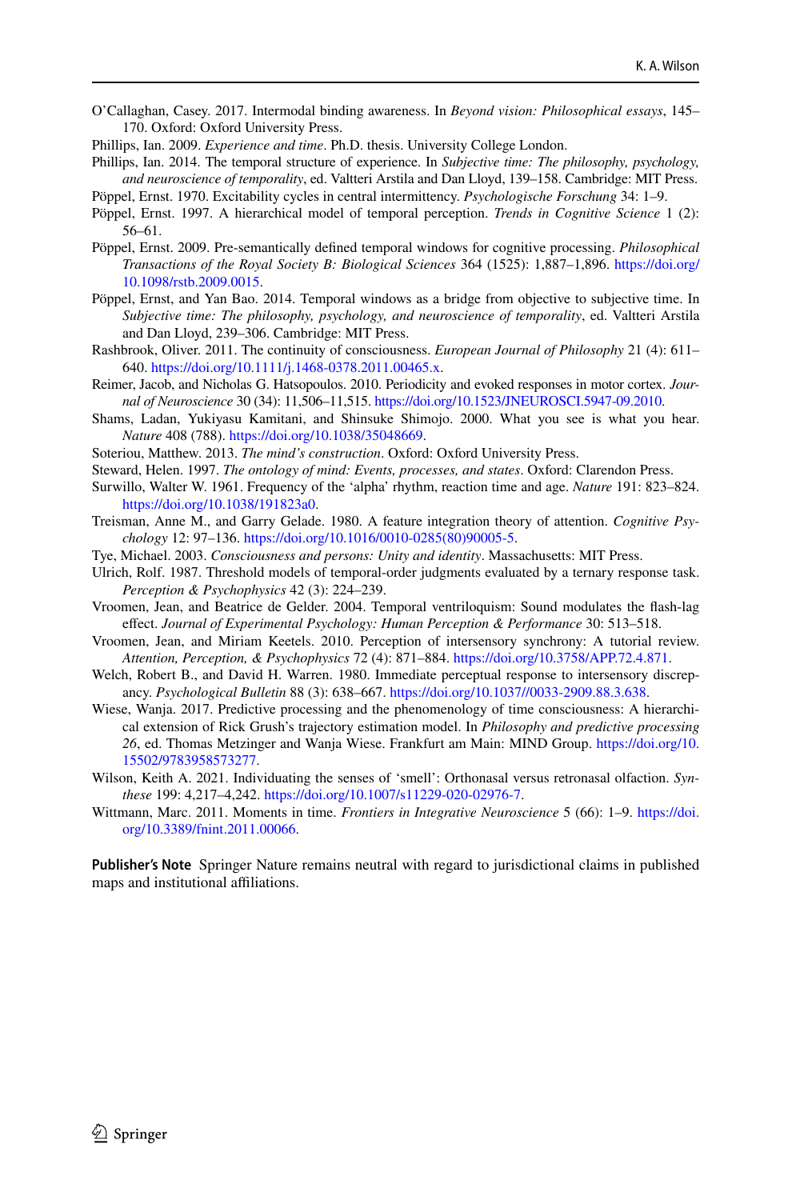O'Callaghan, Casey. 2017. Intermodal binding awareness. In *Beyond vision: Philosophical essays*, 145–170. Oxford: Oxford University Press.

Phillips, Ian. 2009. *Experience and time*. Ph.D. thesis. University College London.

Phillips, Ian. 2014. The temporal structure of experience. In *Subjective time: The philosophy, psychology, and neuroscience of temporality*, ed. Valtteri Arstila and Dan Lloyd, 139–158. Cambridge: MIT Press.

Pöppel, Ernst. 1970. Excitability cycles in central intermittency. *Psychologische Forschung* 34: 1–9.

Pöppel, Ernst. 1997. A hierarchical model of temporal perception. *Trends in Cognitive Science* 1 (2): 56–61.

Pöppel, Ernst. 2009. Pre-semantically defined temporal windows for cognitive processing. *Philosophical Transactions of the Royal Society B: Biological Sciences* 364 (1525): 1,887–1,896. https://doi.org/10.1098/rstb.2009.0015.

Pöppel, Ernst, and Yan Bao. 2014. Temporal windows as a bridge from objective to subjective time. In *Subjective time: The philosophy, psychology, and neuroscience of temporality*, ed. Valtteri Arstila and Dan Lloyd, 239–306. Cambridge: MIT Press.

Rashbrook, Oliver. 2011. The continuity of consciousness. *European Journal of Philosophy* 21 (4): 611–640. https://doi.org/10.1111/j.1468-0378.2011.00465.x.

Reimer, Jacob, and Nicholas G. Hatsopoulos. 2010. Periodicity and evoked responses in motor cortex. *Journal of Neuroscience* 30 (34): 11,506–11,515. https://doi.org/10.1523/JNEUROSCI.5947-09.2010.

Shams, Ladan, Yukiyasu Kamitani, and Shinsuke Shimojo. 2000. What you see is what you hear. *Nature* 408 (788). https://doi.org/10.1038/35048669.

Soteriou, Matthew. 2013. *The mind's construction*. Oxford: Oxford University Press.

Steward, Helen. 1997. *The ontology of mind: Events, processes, and states*. Oxford: Clarendon Press.

Surwillo, Walter W. 1961. Frequency of the 'alpha' rhythm, reaction time and age. *Nature* 191: 823–824. https://doi.org/10.1038/191823a0.

Treisman, Anne M., and Garry Gelade. 1980. A feature integration theory of attention. *Cognitive Psychology* 12: 97–136. https://doi.org/10.1016/0010-0285(80)90005-5.

Tye, Michael. 2003. *Consciousness and persons: Unity and identity*. Massachusetts: MIT Press.

Ulrich, Rolf. 1987. Threshold models of temporal-order judgments evaluated by a ternary response task. *Perception & Psychophysics* 42 (3): 224–239.

Vroomen, Jean, and Beatrice de Gelder. 2004. Temporal ventriloquism: Sound modulates the flash-lag effect. *Journal of Experimental Psychology: Human Perception & Performance* 30: 513–518.

Vroomen, Jean, and Miriam Keetels. 2010. Perception of intersensory synchrony: A tutorial review. *Attention, Perception, & Psychophysics* 72 (4): 871–884. https://doi.org/10.3758/APP.72.4.871.

Welch, Robert B., and David H. Warren. 1980. Immediate perceptual response to intersensory discrepancy. *Psychological Bulletin* 88 (3): 638–667. https://doi.org/10.1037//0033-2909.88.3.638.

Wiese, Wanja. 2017. Predictive processing and the phenomenology of time consciousness: A hierarchical extension of Rick Grush's trajectory estimation model. In *Philosophy and predictive processing 26*, ed. Thomas Metzinger and Wanja Wiese. Frankfurt am Main: MIND Group. https://doi.org/10.15502/9783958573277.

Wilson, Keith A. 2021. Individuating the senses of 'smell': Orthonasal versus retronasal olfaction. *Synthese* 199: 4,217–4,242. https://doi.org/10.1007/s11229-020-02976-7.

Wittmann, Marc. 2011. Moments in time. *Frontiers in Integrative Neuroscience* 5 (66): 1–9. https://doi.org/10.3389/fnint.2011.00066.

**Publisher's Note** Springer Nature remains neutral with regard to jurisdictional claims in published maps and institutional affiliations.